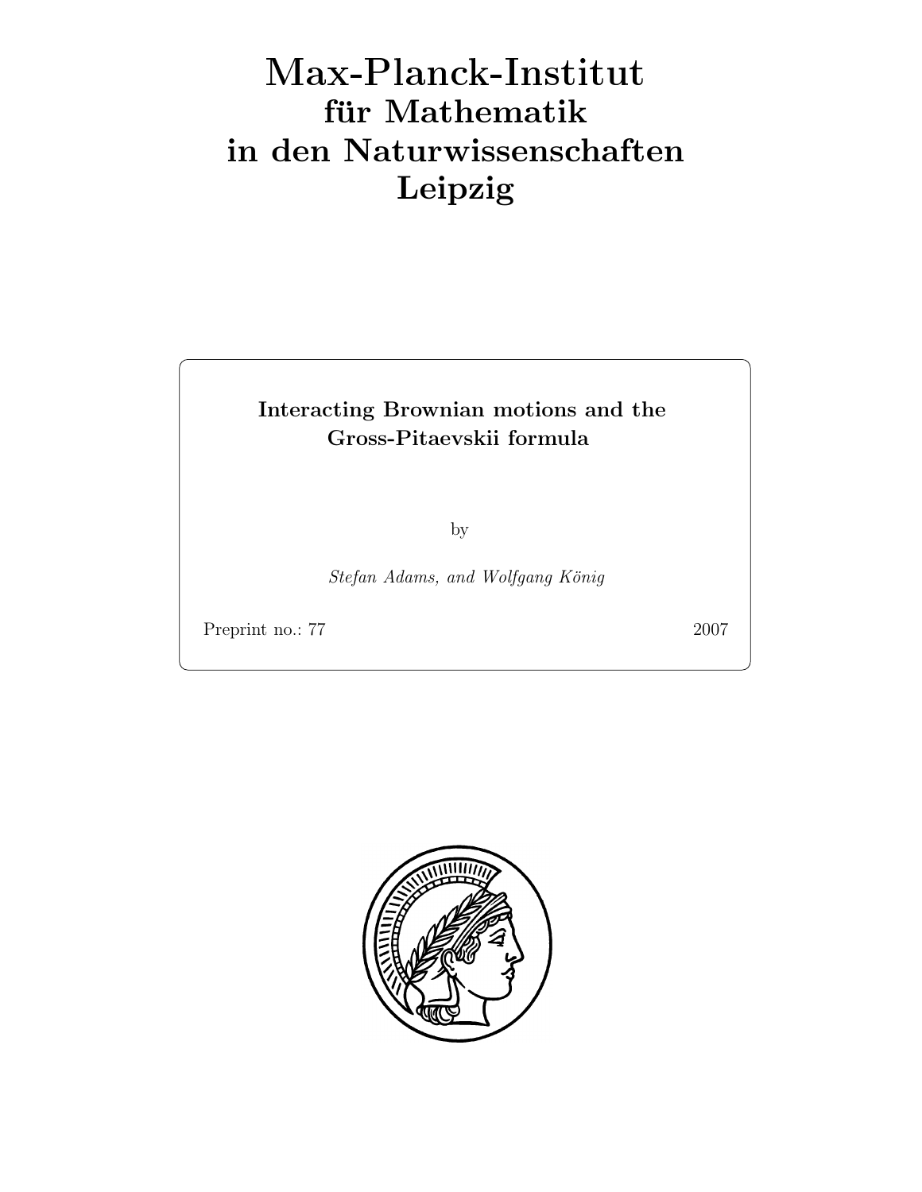# Max-Planck-Institut für Mathematik in den Naturwissenschaften Leipzig

**Interacting Brownian motions and the Gross-Pitaevskii formula**

by

*Stefan Adams, and Wolfgang König*

Preprint no.: 77 2007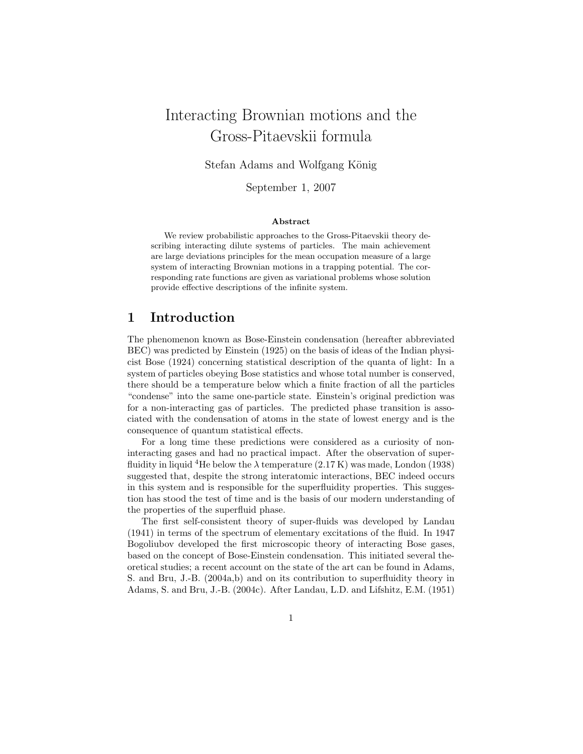# Interacting Brownian motions and the Gross-Pitaevskii formula

Stefan Adams and Wolfgang König

September 1, 2007

### Abstract

We review probabilistic approaches to the Gross-Pitaevskii theory describing interacting dilute systems of particles. The main achievement are large deviations principles for the mean occupation measure of a large system of interacting Brownian motions in a trapping potential. The corresponding rate functions are given as variational problems whose solution provide effective descriptions of the infinite system.

## 1 Introduction

The phenomenon known as Bose-Einstein condensation (hereafter abbreviated BEC) was predicted by Einstein (1925) on the basis of ideas of the Indian physicist Bose (1924) concerning statistical description of the quanta of light: In a system of particles obeying Bose statistics and whose total number is conserved, there should be a temperature below which a finite fraction of all the particles "condense" into the same one-particle state. Einstein's original prediction was for a non-interacting gas of particles. The predicted phase transition is associated with the condensation of atoms in the state of lowest energy and is the consequence of quantum statistical effects.

For a long time these predictions were considered as a curiosity of non-interacting gases and had no practical impact. After the observation of superfluidity in liquid $^4$He below the $\lambda$ temperature (2.17 K) was made, London (1938) suggested that, despite the strong interatomic interactions, BEC indeed occurs in this system and is responsible for the superfluidity properties. This suggestion has stood the test of time and is the basis of our modern understanding of the properties of the superfluid phase.

The first self-consistent theory of super-fluids was developed by Landau (1941) in terms of the spectrum of elementary excitations of the fluid. In 1947 Bogoliubov developed the first microscopic theory of interacting Bose gases, based on the concept of Bose-Einstein condensation. This initiated several theoretical studies; a recent account on the state of the art can be found in Adams, S. and Bru, J.-B. (2004a,b) and on its contribution to superfluidity theory in Adams, S. and Bru, J.-B. (2004c). After Landau, L.D. and Lifshitz, E.M. (1951)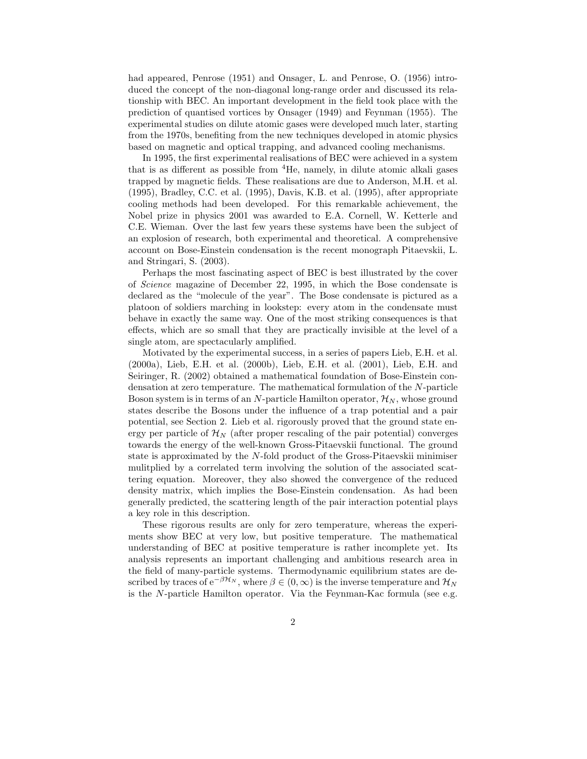had appeared, Penrose (1951) and Onsager, L. and Penrose, O. (1956) introduced the concept of the non-diagonal long-range order and discussed its relationship with BEC. An important development in the field took place with the prediction of quantised vortices by Onsager (1949) and Feynman (1955). The experimental studies on dilute atomic gases were developed much later, starting from the 1970s, benefiting from the new techniques developed in atomic physics based on magnetic and optical trapping, and advanced cooling mechanisms.

In 1995, the first experimental realisations of BEC were achieved in a system that is as different as possible from $^4$He, namely, in dilute atomic alkali gases trapped by magnetic fields. These realisations are due to Anderson, M.H. et al. (1995), Bradley, C.C. et al. (1995), Davis, K.B. et al. (1995), after appropriate cooling methods had been developed. For this remarkable achievement, the Nobel prize in physics 2001 was awarded to E.A. Cornell, W. Ketterle and C.E. Wieman. Over the last few years these systems have been the subject of an explosion of research, both experimental and theoretical. A comprehensive account on Bose-Einstein condensation is the recent monograph Pitaevskii, L. and Stringari, S. (2003).

Perhaps the most fascinating aspect of BEC is best illustrated by the cover of *Science* magazine of December 22, 1995, in which the Bose condensate is declared as the "molecule of the year". The Bose condensate is pictured as a platoon of soldiers marching in lookstep: every atom in the condensate must behave in exactly the same way. One of the most striking consequences is that effects, which are so small that they are practically invisible at the level of a single atom, are spectacularly amplified.

Motivated by the experimental success, in a series of papers Lieb, E.H. et al. (2000a), Lieb, E.H. et al. (2000b), Lieb, E.H. et al. (2001), Lieb, E.H. and Seiringer, R. (2002) obtained a mathematical foundation of Bose-Einstein condensation at zero temperature. The mathematical formulation of the $N$-particle Boson system is in terms of an $N$-particle Hamilton operator, $\mathcal{H}_N$, whose ground states describe the Bosons under the influence of a trap potential and a pair potential, see Section 2. Lieb et al. rigorously proved that the ground state energy per particle of $\mathcal{H}_N$ (after proper rescaling of the pair potential) converges towards the energy of the well-known Gross-Pitaevskii functional. The ground state is approximated by the $N$-fold product of the Gross-Pitaevskii minimiser mulitplied by a correlated term involving the solution of the associated scattering equation. Moreover, they also showed the convergence of the reduced density matrix, which implies the Bose-Einstein condensation. As had been generally predicted, the scattering length of the pair interaction potential plays a key role in this description.

These rigorous results are only for zero temperature, whereas the experiments show BEC at very low, but positive temperature. The mathematical understanding of BEC at positive temperature is rather incomplete yet. Its analysis represents an important challenging and ambitious research area in the field of many-particle systems. Thermodynamic equilibrium states are described by traces of $\mathrm{e}^{-\beta\mathcal{H}_N}$, where $\beta \in (0,\infty)$ is the inverse temperature and $\mathcal{H}_N$ is the $N$-particle Hamilton operator. Via the Feynman-Kac formula (see e.g.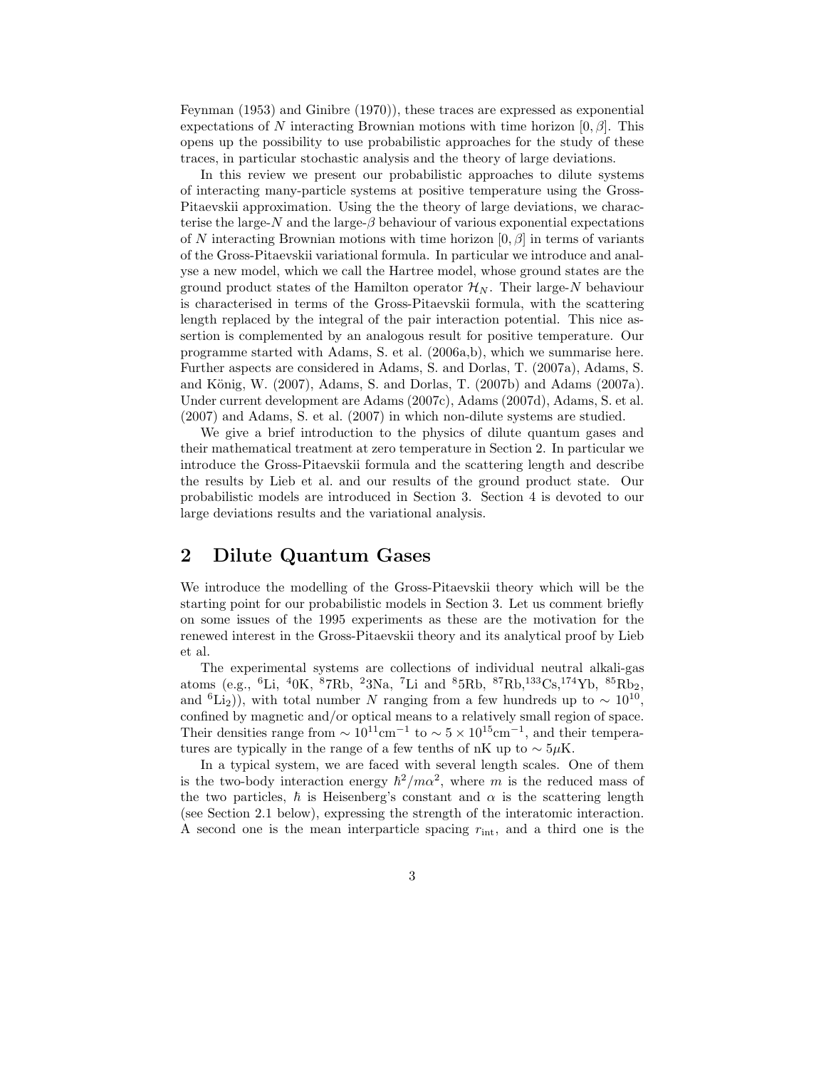Feynman (1953) and Ginibre (1970)), these traces are expressed as exponential expectations of $N$ interacting Brownian motions with time horizon $[0, \beta]$. This opens up the possibility to use probabilistic approaches for the study of these traces, in particular stochastic analysis and the theory of large deviations.

In this review we present our probabilistic approaches to dilute systems of interacting many-particle systems at positive temperature using the Gross-Pitaevskii approximation. Using the the theory of large deviations, we characterise the large-$N$ and the large-$\beta$ behaviour of various exponential expectations of $N$ interacting Brownian motions with time horizon $[0, \beta]$ in terms of variants of the Gross-Pitaevskii variational formula. In particular we introduce and analyse a new model, which we call the Hartree model, whose ground states are the ground product states of the Hamilton operator $\mathcal{H}_N$. Their large-$N$ behaviour is characterised in terms of the Gross-Pitaevskii formula, with the scattering length replaced by the integral of the pair interaction potential. This nice assertion is complemented by an analogous result for positive temperature. Our programme started with Adams, S. et al. (2006a,b), which we summarise here. Further aspects are considered in Adams, S. and Dorlas, T. (2007a), Adams, S. and König, W. (2007), Adams, S. and Dorlas, T. (2007b) and Adams (2007a). Under current development are Adams (2007c), Adams (2007d), Adams, S. et al. (2007) and Adams, S. et al. (2007) in which non-dilute systems are studied.

We give a brief introduction to the physics of dilute quantum gases and their mathematical treatment at zero temperature in Section 2. In particular we introduce the Gross-Pitaevskii formula and the scattering length and describe the results by Lieb et al. and our results of the ground product state. Our probabilistic models are introduced in Section 3. Section 4 is devoted to our large deviations results and the variational analysis.

## 2 Dilute Quantum Gases

We introduce the modelling of the Gross-Pitaevskii theory which will be the starting point for our probabilistic models in Section 3. Let us comment briefly on some issues of the 1995 experiments as these are the motivation for the renewed interest in the Gross-Pitaevskii theory and its analytical proof by Lieb et al.

The experimental systems are collections of individual neutral alkali-gas atoms (e.g., $^{6}$Li, $^{4}$0K, $^{8}$7Rb, $^{2}$3Na, $^{7}$Li and $^{8}$5Rb, $^{87}$Rb,$^{133}$Cs,$^{174}$Yb, $^{85}$Rb$_2$, and $^{6}$Li$_2$)), with total number $N$ ranging from a few hundreds up to $\sim 10^{10}$, confined by magnetic and/or optical means to a relatively small region of space. Their densities range from $\sim 10^{11}\mathrm{cm}^{-1}$ to $\sim 5 \times 10^{15}\mathrm{cm}^{-1}$, and their temperatures are typically in the range of a few tenths of nK up to $\sim 5\mu$K.

In a typical system, we are faced with several length scales. One of them is the two-body interaction energy $\hbar^2/m\alpha^2$, where $m$ is the reduced mass of the two particles, $\hbar$ is Heisenberg's constant and $\alpha$ is the scattering length (see Section 2.1 below), expressing the strength of the interatomic interaction. A second one is the mean interparticle spacing $r_{\mathrm{int}}$, and a third one is the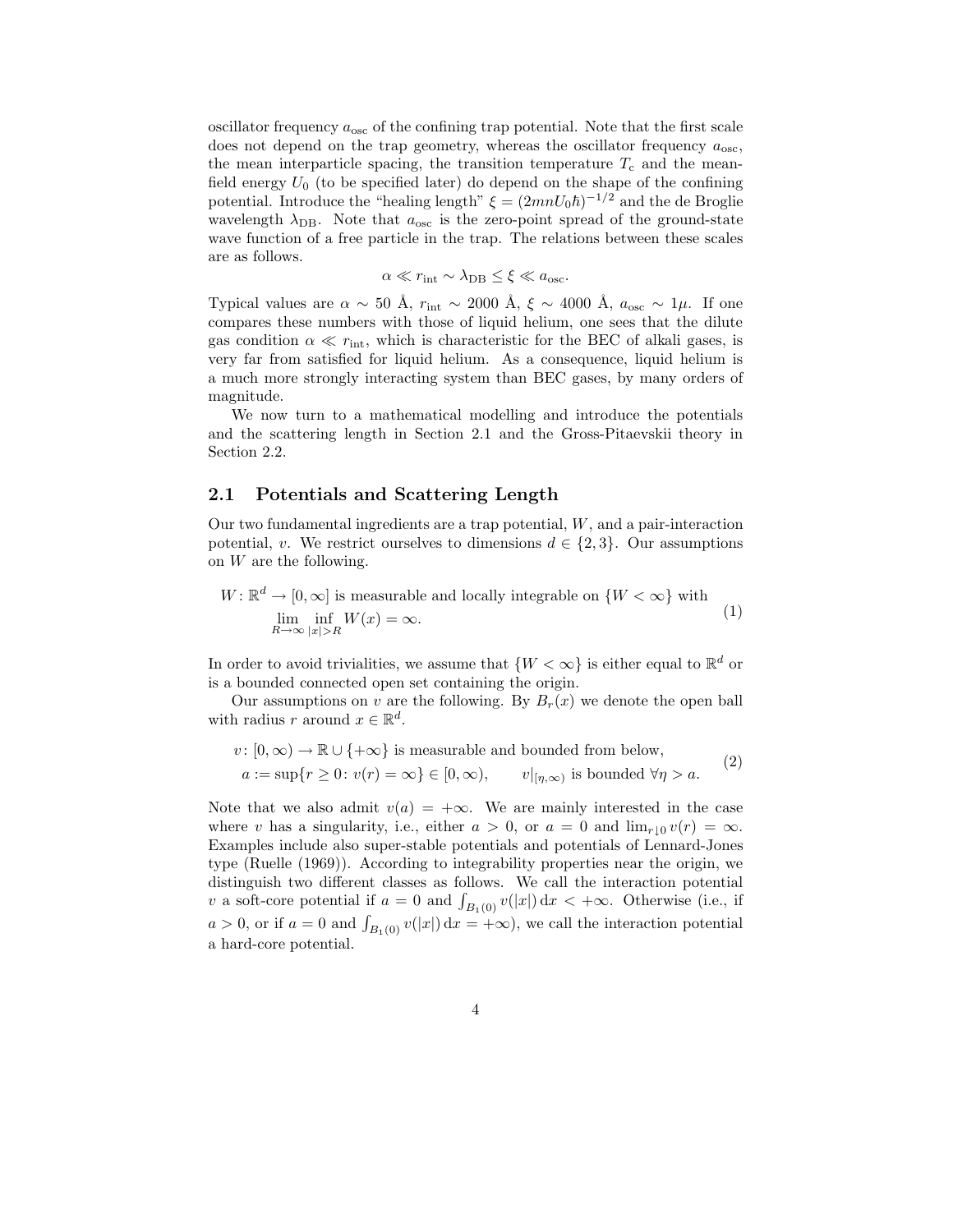oscillator frequency $a_{\rm osc}$ of the confining trap potential. Note that the first scale does not depend on the trap geometry, whereas the oscillator frequency $a_{\rm osc}$, the mean interparticle spacing, the transition temperature $T_{\rm c}$ and the mean-field energy $U_0$ (to be specified later) do depend on the shape of the confining potential. Introduce the "healing length" $\xi = (2mnU_0\hbar)^{-1/2}$ and the de Broglie wavelength $\lambda_{\rm DB}$. Note that $a_{\rm osc}$ is the zero-point spread of the ground-state wave function of a free particle in the trap. The relations between these scales are as follows.

$$\alpha \ll r_{\rm int} \sim \lambda_{\rm DB} \leq \xi \ll a_{\rm osc}.$$

Typical values are $\alpha \sim 50$ Å, $r_{\rm int} \sim 2000$ Å, $\xi \sim 4000$ Å, $a_{\rm osc} \sim 1\mu$. If one compares these numbers with those of liquid helium, one sees that the dilute gas condition $\alpha \ll r_{\rm int}$, which is characteristic for the BEC of alkali gases, is very far from satisfied for liquid helium. As a consequence, liquid helium is a much more strongly interacting system than BEC gases, by many orders of magnitude.

We now turn to a mathematical modelling and introduce the potentials and the scattering length in Section 2.1 and the Gross-Pitaevskii theory in Section 2.2.

## 2.1 Potentials and Scattering Length

Our two fundamental ingredients are a trap potential, $W$, and a pair-interaction potential, $v$. We restrict ourselves to dimensions $d \in \{2,3\}$. Our assumptions on $W$ are the following.

$$W \colon \mathbb{R}^d \to [0,\infty] \text{ is measurable and locally integrable on } \{W<\infty\} \text{ with } \lim_{R\to\infty} \inf_{|x|>R} W(x) = \infty. \tag{1}$$

In order to avoid trivialities, we assume that $\{W<\infty\}$ is either equal to $\mathbb{R}^d$ or is a bounded connected open set containing the origin.

Our assumptions on $v$ are the following. By $B_r(x)$ we denote the open ball with radius $r$ around $x \in \mathbb{R}^d$.

$$\begin{aligned} &v \colon [0,\infty) \to \mathbb{R}\cup\{+\infty\} \text{ is measurable and bounded from below,} \\ &a := \sup\{r \geq 0 \colon v(r) = \infty\} \in [0,\infty), \qquad v|_{[\eta,\infty)} \text{ is bounded } \forall \eta > a. \end{aligned} \tag{2}$$

Note that we also admit $v(a) = +\infty$. We are mainly interested in the case where $v$ has a singularity, i.e., either $a > 0$, or $a = 0$ and $\lim_{r\downarrow 0} v(r) = \infty$. Examples include also super-stable potentials and potentials of Lennard-Jones type (Ruelle (1969)). According to integrability properties near the origin, we distinguish two different classes as follows. We call the interaction potential $v$ a soft-core potential if $a = 0$ and $\int_{B_1(0)} v(|x|)\,{\rm d}x < +\infty$. Otherwise (i.e., if $a > 0$, or if $a = 0$ and $\int_{B_1(0)} v(|x|)\,{\rm d}x = +\infty$), we call the interaction potential a hard-core potential.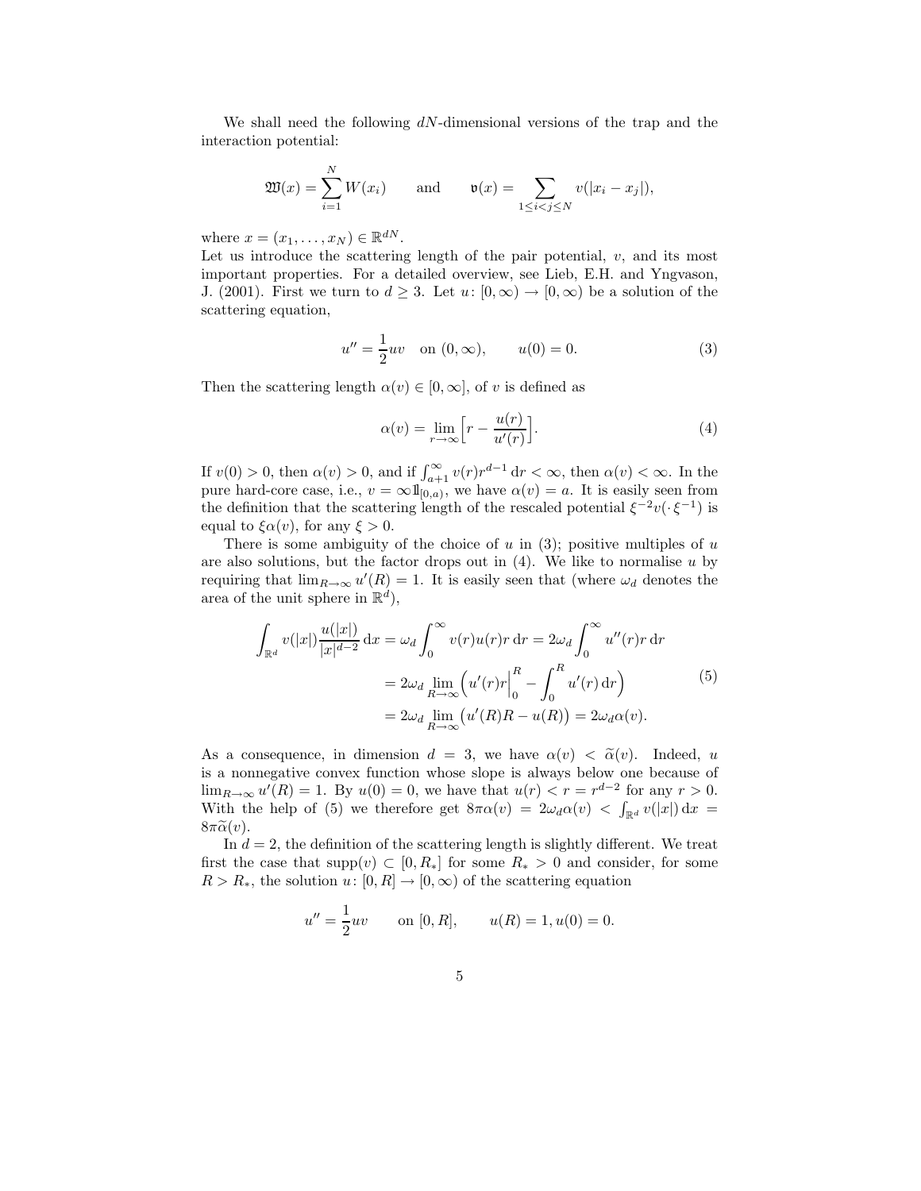We shall need the following $dN$-dimensional versions of the trap and the interaction potential:

$$\mathfrak{W}(x) = \sum_{i=1}^{N} W(x_i) \qquad \text{and} \qquad \mathfrak{v}(x) = \sum_{1 \le i < j \le N} v(|x_i - x_j|),$$

where $x = (x_1, \dots, x_N) \in \mathbb{R}^{dN}$.
Let us introduce the scattering length of the pair potential, $v$, and its most important properties. For a detailed overview, see Lieb, E.H. and Yngvason, J. (2001). First we turn to $d \ge 3$. Let $u\colon [0,\infty) \to [0,\infty)$ be a solution of the scattering equation,

$$u'' = \frac{1}{2} uv \quad \text{on } (0,\infty), \qquad u(0) = 0. \tag{3}$$

Then the scattering length $\alpha(v) \in [0,\infty]$, of $v$ is defined as

$$\alpha(v) = \lim_{r\to\infty} \Big[ r - \frac{u(r)}{u'(r)} \Big]. \tag{4}$$

If $v(0) > 0$, then $\alpha(v) > 0$, and if $\int_{a+1}^{\infty} v(r) r^{d-1}\,\mathrm{d}r < \infty$, then $\alpha(v) < \infty$. In the pure hard-core case, i.e., $v = \infty \mathbb{1}_{[0,a)}$, we have $\alpha(v) = a$. It is easily seen from the definition that the scattering length of the rescaled potential $\xi^{-2} v(\cdot\,\xi^{-1})$ is equal to $\xi \alpha(v)$, for any $\xi > 0$.

There is some ambiguity of the choice of $u$ in (3); positive multiples of $u$ are also solutions, but the factor drops out in (4). We like to normalise $u$ by requiring that $\lim_{R\to\infty} u'(R) = 1$. It is easily seen that (where $\omega_d$ denotes the area of the unit sphere in $\mathbb{R}^d$),

$$\begin{aligned}
\int_{\mathbb{R}^d} v(|x|) \frac{u(|x|)}{|x|^{d-2}}\,\mathrm{d}x &= \omega_d \int_0^\infty v(r) u(r) r\,\mathrm{d}r = 2\omega_d \int_0^\infty u''(r) r\,\mathrm{d}r \\
&= 2\omega_d \lim_{R\to\infty} \Big( u'(r) r \Big|_0^R - \int_0^R u'(r)\,\mathrm{d}r \Big) \\
&= 2\omega_d \lim_{R\to\infty} \big( u'(R) R - u(R) \big) = 2\omega_d \alpha(v).
\end{aligned} \tag{5}$$

As a consequence, in dimension $d = 3$, we have $\alpha(v) < \widetilde{\alpha}(v)$. Indeed, $u$ is a nonnegative convex function whose slope is always below one because of $\lim_{R\to\infty} u'(R) = 1$. By $u(0) = 0$, we have that $u(r) < r = r^{d-2}$ for any $r > 0$. With the help of (5) we therefore get $8\pi\alpha(v) = 2\omega_d \alpha(v) < \int_{\mathbb{R}^d} v(|x|)\,\mathrm{d}x = 8\pi\widetilde{\alpha}(v)$.

In $d = 2$, the definition of the scattering length is slightly different. We treat first the case that $\operatorname{supp}(v) \subset [0, R_*]$ for some $R_* > 0$ and consider, for some $R > R_*$, the solution $u\colon [0,R] \to [0,\infty)$ of the scattering equation

$$u'' = \frac{1}{2} uv \qquad \text{on } [0,R], \qquad u(R) = 1, u(0) = 0.$$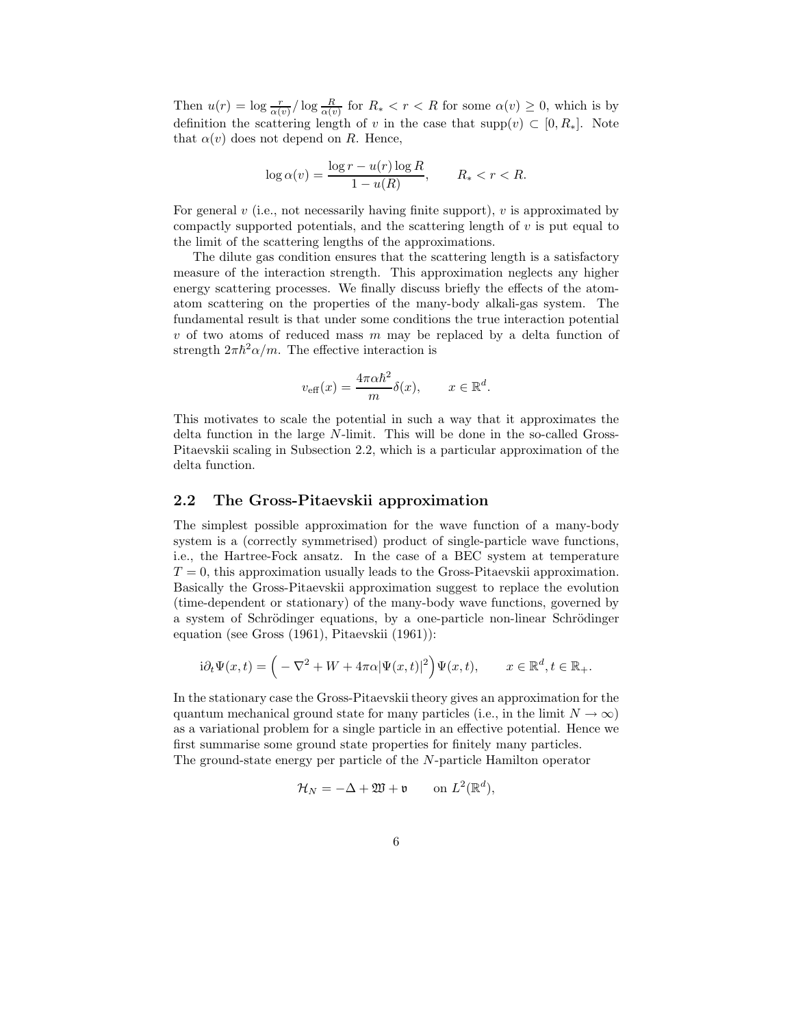Then $u(r) = \log \frac{r}{\alpha(v)} / \log \frac{R}{\alpha(v)}$ for $R_* < r < R$ for some $\alpha(v) \geq 0$, which is by definition the scattering length of $v$ in the case that $\text{supp}(v) \subset [0, R_*]$. Note that $\alpha(v)$ does not depend on $R$. Hence,

$$\log \alpha(v) = \frac{\log r - u(r) \log R}{1 - u(R)}, \qquad R_* < r < R.$$

For general $v$ (i.e., not necessarily having finite support), $v$ is approximated by compactly supported potentials, and the scattering length of $v$ is put equal to the limit of the scattering lengths of the approximations.

The dilute gas condition ensures that the scattering length is a satisfactory measure of the interaction strength. This approximation neglects any higher energy scattering processes. We finally discuss briefly the effects of the atom-atom scattering on the properties of the many-body alkali-gas system. The fundamental result is that under some conditions the true interaction potential $v$ of two atoms of reduced mass $m$ may be replaced by a delta function of strength $2\pi\hbar^2\alpha/m$. The effective interaction is

$$v_{\text{eff}}(x) = \frac{4\pi\alpha\hbar^2}{m}\delta(x), \qquad x \in \mathbb{R}^d.$$

This motivates to scale the potential in such a way that it approximates the delta function in the large $N$-limit. This will be done in the so-called Gross-Pitaevskii scaling in Subsection 2.2, which is a particular approximation of the delta function.

## 2.2 The Gross-Pitaevskii approximation

The simplest possible approximation for the wave function of a many-body system is a (correctly symmetrised) product of single-particle wave functions, i.e., the Hartree-Fock ansatz. In the case of a BEC system at temperature $T = 0$, this approximation usually leads to the Gross-Pitaevskii approximation. Basically the Gross-Pitaevskii approximation suggest to replace the evolution (time-dependent or stationary) of the many-body wave functions, governed by a system of Schrödinger equations, by a one-particle non-linear Schrödinger equation (see Gross (1961), Pitaevskii (1961)):

$$\mathrm{i}\partial_t \Psi(x,t) = \Big( -\nabla^2 + W + 4\pi\alpha|\Psi(x,t)|^2 \Big)\Psi(x,t), \qquad x \in \mathbb{R}^d, t \in \mathbb{R}_+.$$

In the stationary case the Gross-Pitaevskii theory gives an approximation for the quantum mechanical ground state for many particles (i.e., in the limit $N \to \infty$) as a variational problem for a single particle in an effective potential. Hence we first summarise some ground state properties for finitely many particles.
The ground-state energy per particle of the $N$-particle Hamilton operator

$$\mathcal{H}_N = -\Delta + \mathfrak{W} + \mathfrak{v} \qquad \text{on } L^2(\mathbb{R}^d),$$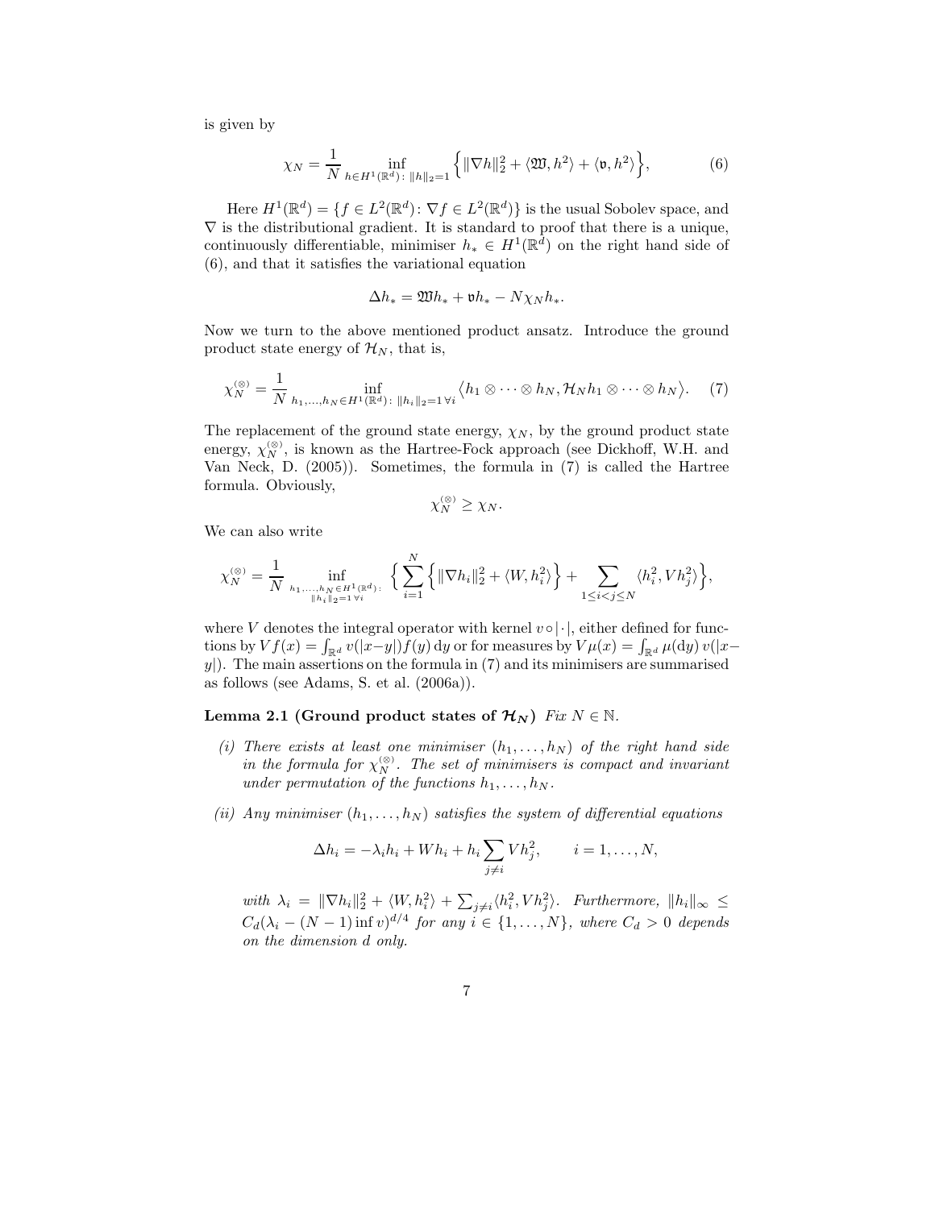is given by

$$\chi_N = \frac{1}{N} \inf_{h \in H^1(\mathbb{R}^d)\colon \|h\|_2 = 1} \Big\{ \|\nabla h\|_2^2 + \langle \mathfrak{W}, h^2 \rangle + \langle \mathfrak{v}, h^2 \rangle \Big\}, \tag{6}$$

Here $H^1(\mathbb{R}^d) = \{f \in L^2(\mathbb{R}^d) \colon \nabla f \in L^2(\mathbb{R}^d)\}$ is the usual Sobolev space, and $\nabla$ is the distributional gradient. It is standard to proof that there is a unique, continuously differentiable, minimiser $h_* \in H^1(\mathbb{R}^d)$ on the right hand side of (6), and that it satisfies the variational equation

$$\Delta h_* = \mathfrak{W} h_* + \mathfrak{v} h_* - N \chi_N h_*.$$

Now we turn to the above mentioned product ansatz. Introduce the ground product state energy of $\mathcal{H}_N$, that is,

$$\chi_N^{(\otimes)} = \frac{1}{N} \inf_{h_1, \dots, h_N \in H^1(\mathbb{R}^d)\colon \|h_i\|_2 = 1 \,\forall i} \big\langle h_1 \otimes \cdots \otimes h_N, \mathcal{H}_N h_1 \otimes \cdots \otimes h_N \big\rangle. \tag{7}$$

The replacement of the ground state energy, $\chi_N$, by the ground product state energy, $\chi_N^{(\otimes)}$, is known as the Hartree-Fock approach (see Dickhoff, W.H. and Van Neck, D. (2005)). Sometimes, the formula in (7) is called the Hartree formula. Obviously,

$$\chi_N^{(\otimes)} \geq \chi_N.$$

We can also write

$$\chi_N^{(\otimes)} = \frac{1}{N} \inf_{\substack{h_1, \dots, h_N \in H^1(\mathbb{R}^d)\colon \\ \|h_i\|_2 = 1 \,\forall i}} \Big\{ \sum_{i=1}^N \Big\{ \|\nabla h_i\|_2^2 + \langle W, h_i^2 \rangle \Big\} + \sum_{1 \leq i < j \leq N} \langle h_i^2, V h_j^2 \rangle \Big\},$$

where $V$ denotes the integral operator with kernel $v \circ |\cdot|$, either defined for functions by $Vf(x) = \int_{\mathbb{R}^d} v(|x-y|) f(y)\, \mathrm{d}y$ or for measures by $V\mu(x) = \int_{\mathbb{R}^d} \mu(\mathrm{d}y)\, v(|x-y|)$. The main assertions on the formula in (7) and its minimisers are summarised as follows (see Adams, S. et al. (2006a)).

**Lemma 2.1 (Ground product states of $\mathcal{H}_N$)** *Fix $N \in \mathbb{N}$.*

*(i) There exists at least one minimiser $(h_1, \dots, h_N)$ of the right hand side in the formula for $\chi_N^{(\otimes)}$. The set of minimisers is compact and invariant under permutation of the functions $h_1, \dots, h_N$.*

*(ii) Any minimiser $(h_1, \dots, h_N)$ satisfies the system of differential equations*

$$\Delta h_i = -\lambda_i h_i + W h_i + h_i \sum_{j \neq i} V h_j^2, \qquad i = 1, \dots, N,$$

*with $\lambda_i = \|\nabla h_i\|_2^2 + \langle W, h_i^2 \rangle + \sum_{j \neq i} \langle h_i^2, V h_j^2 \rangle$. Furthermore, $\|h_i\|_\infty \leq C_d(\lambda_i - (N-1) \inf v)^{d/4}$ for any $i \in \{1, \dots, N\}$, where $C_d > 0$ depends on the dimension $d$ only.*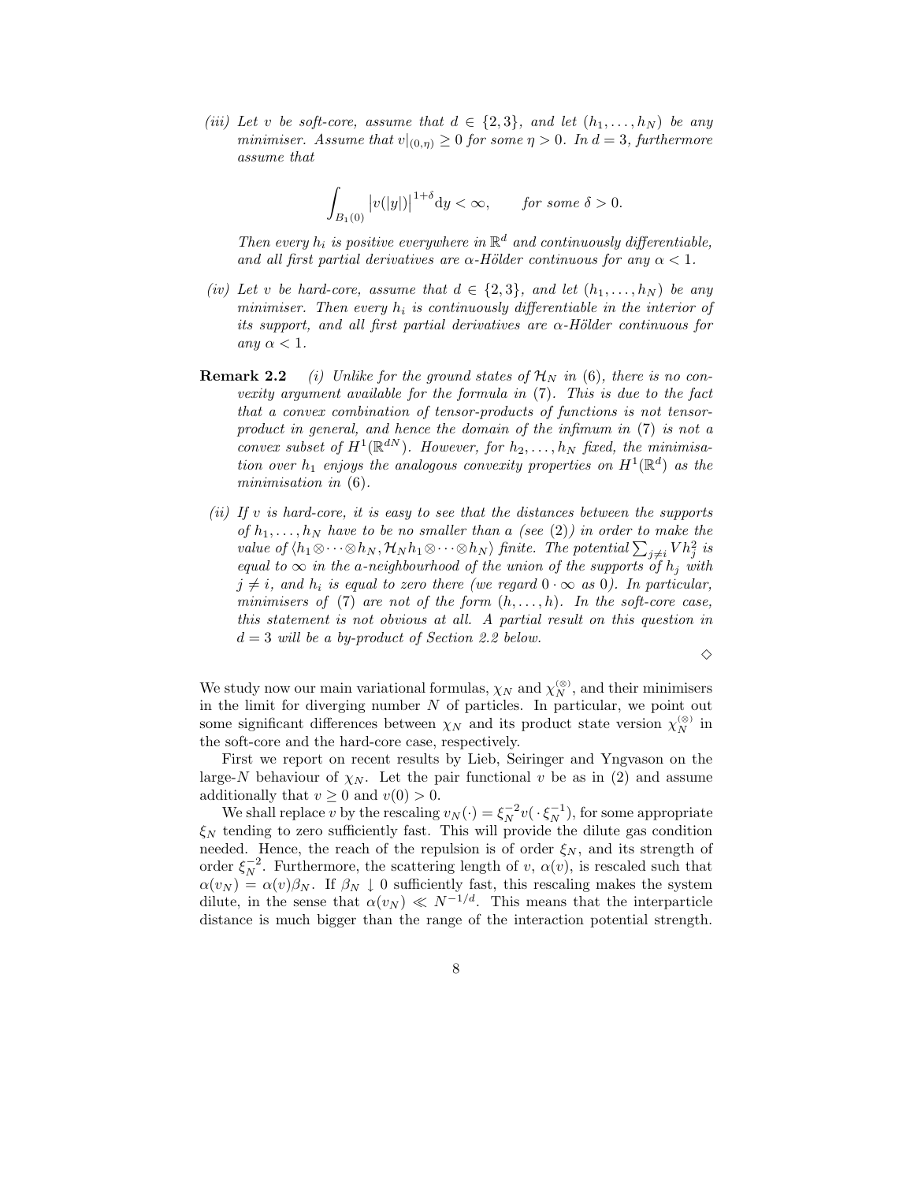*(iii) Let $v$ be soft-core, assume that $d \in \{2,3\}$, and let $(h_1,\dots,h_N)$ be any minimiser. Assume that $v|_{(0,\eta)} \geq 0$ for some $\eta > 0$. In $d = 3$, furthermore assume that*

$$\int_{B_1(0)} \big|v(|y|)\big|^{1+\delta} \mathrm{d}y < \infty, \qquad \textit{for some } \delta > 0.$$

*Then every $h_i$ is positive everywhere in $\mathbb{R}^d$ and continuously differentiable, and all first partial derivatives are $\alpha$-Hölder continuous for any $\alpha < 1$.*

*(iv) Let $v$ be hard-core, assume that $d \in \{2,3\}$, and let $(h_1,\dots,h_N)$ be any minimiser. Then every $h_i$ is continuously differentiable in the interior of its support, and all first partial derivatives are $\alpha$-Hölder continuous for any $\alpha < 1$.*

**Remark 2.2** *(i) Unlike for the ground states of $\mathcal{H}_N$ in (6), there is no convexity argument available for the formula in (7). This is due to the fact that a convex combination of tensor-products of functions is not tensor-product in general, and hence the domain of the infimum in (7) is not a convex subset of $H^1(\mathbb{R}^{dN})$. However, for $h_2,\dots,h_N$ fixed, the minimisation over $h_1$ enjoys the analogous convexity properties on $H^1(\mathbb{R}^d)$ as the minimisation in (6).*

*(ii) If $v$ is hard-core, it is easy to see that the distances between the supports of $h_1,\dots,h_N$ have to be no smaller than $a$ (see (2)) in order to make the value of $\langle h_1\otimes\cdots\otimes h_N, \mathcal{H}_N h_1\otimes\cdots\otimes h_N\rangle$ finite. The potential $\sum_{j\neq i} V h_j^2$ is equal to $\infty$ in the $a$-neighbourhood of the union of the supports of $h_j$ with $j \neq i$, and $h_i$ is equal to zero there (we regard $0\cdot\infty$ as $0$). In particular, minimisers of (7) are not of the form $(h,\dots,h)$. In the soft-core case, this statement is not obvious at all. A partial result on this question in $d = 3$ will be a by-product of Section 2.2 below.*

◇

We study now our main variational formulas, $\chi_N$ and $\chi_N^{(\otimes)}$, and their minimisers in the limit for diverging number $N$ of particles. In particular, we point out some significant differences between $\chi_N$ and its product state version $\chi_N^{(\otimes)}$ in the soft-core and the hard-core case, respectively.

First we report on recent results by Lieb, Seiringer and Yngvason on the large-$N$ behaviour of $\chi_N$. Let the pair functional $v$ be as in (2) and assume additionally that $v \geq 0$ and $v(0) > 0$.

We shall replace $v$ by the rescaling $v_N(\cdot) = \xi_N^{-2} v(\cdot\,\xi_N^{-1})$, for some appropriate $\xi_N$ tending to zero sufficiently fast. This will provide the dilute gas condition needed. Hence, the reach of the repulsion is of order $\xi_N$, and its strength of order $\xi_N^{-2}$. Furthermore, the scattering length of $v$, $\alpha(v)$, is rescaled such that $\alpha(v_N) = \alpha(v)\beta_N$. If $\beta_N \downarrow 0$ sufficiently fast, this rescaling makes the system dilute, in the sense that $\alpha(v_N) \ll N^{-1/d}$. This means that the interparticle distance is much bigger than the range of the interaction potential strength.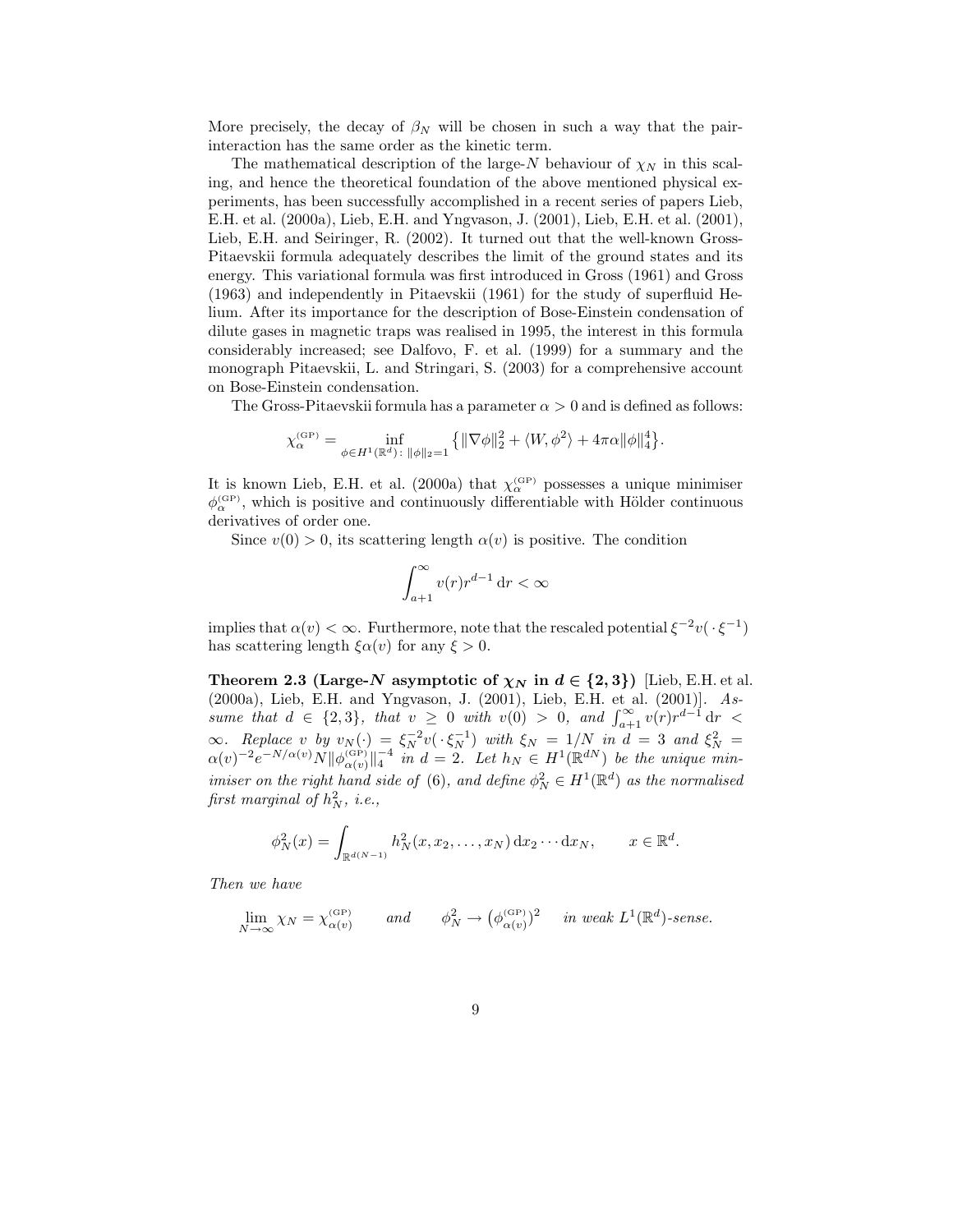More precisely, the decay of $\beta_N$ will be chosen in such a way that the pair-interaction has the same order as the kinetic term.

The mathematical description of the large-$N$ behaviour of $\chi_N$ in this scaling, and hence the theoretical foundation of the above mentioned physical experiments, has been successfully accomplished in a recent series of papers Lieb, E.H. et al. (2000a), Lieb, E.H. and Yngvason, J. (2001), Lieb, E.H. et al. (2001), Lieb, E.H. and Seiringer, R. (2002). It turned out that the well-known Gross-Pitaevskii formula adequately describes the limit of the ground states and its energy. This variational formula was first introduced in Gross (1961) and Gross (1963) and independently in Pitaevskii (1961) for the study of superfluid Helium. After its importance for the description of Bose-Einstein condensation of dilute gases in magnetic traps was realised in 1995, the interest in this formula considerably increased; see Dalfovo, F. et al. (1999) for a summary and the monograph Pitaevskii, L. and Stringari, S. (2003) for a comprehensive account on Bose-Einstein condensation.

The Gross-Pitaevskii formula has a parameter $\alpha > 0$ and is defined as follows:

$$\chi_\alpha^{\rm (GP)} = \inf_{\phi \in H^1(\mathbb{R}^d) \colon \|\phi\|_2 = 1} \big\{ \|\nabla \phi\|_2^2 + \langle W, \phi^2 \rangle + 4\pi\alpha \|\phi\|_4^4 \big\}.$$

It is known Lieb, E.H. et al. (2000a) that $\chi_\alpha^{\rm (GP)}$ possesses a unique minimiser $\phi_\alpha^{\rm (GP)}$, which is positive and continuously differentiable with Hölder continuous derivatives of order one.

Since $v(0) > 0$, its scattering length $\alpha(v)$ is positive. The condition

$$\int_{a+1}^\infty v(r) r^{d-1}\,{\rm d}r < \infty$$

implies that $\alpha(v) < \infty$. Furthermore, note that the rescaled potential $\xi^{-2} v(\,\cdot\,\xi^{-1})$ has scattering length $\xi\alpha(v)$ for any $\xi > 0$.

**Theorem 2.3 (Large-$N$ asymptotic of $\chi_N$ in $d \in \{2,3\}$)** [Lieb, E.H. et al. (2000a), Lieb, E.H. and Yngvason, J. (2001), Lieb, E.H. et al. (2001)]. *Assume that $d \in \{2,3\}$, that $v \geq 0$ with $v(0) > 0$, and $\int_{a+1}^\infty v(r) r^{d-1}\,{\rm d}r < \infty$. Replace $v$ by $v_N(\cdot) = \xi_N^{-2} v(\,\cdot\,\xi_N^{-1})$ with $\xi_N = 1/N$ in $d = 3$ and $\xi_N^2 = \alpha(v)^{-2} e^{-N/\alpha(v)} N \|\phi_{\alpha(v)}^{\rm (GP)}\|_4^{-4}$ in $d = 2$. Let $h_N \in H^1(\mathbb{R}^{dN})$ be the unique minimiser on the right hand side of (6), and define $\phi_N^2 \in H^1(\mathbb{R}^d)$ as the normalised first marginal of $h_N^2$, i.e.,*

$$\phi_N^2(x) = \int_{\mathbb{R}^{d(N-1)}} h_N^2(x, x_2, \dots, x_N)\,{\rm d}x_2 \cdots {\rm d}x_N, \qquad x \in \mathbb{R}^d.$$

*Then we have*

$$\lim_{N\to\infty} \chi_N = \chi_{\alpha(v)}^{\rm (GP)} \qquad \text{and} \qquad \phi_N^2 \to \big(\phi_{\alpha(v)}^{\rm (GP)}\big)^2 \quad \text{in weak } L^1(\mathbb{R}^d)\text{-sense.}$$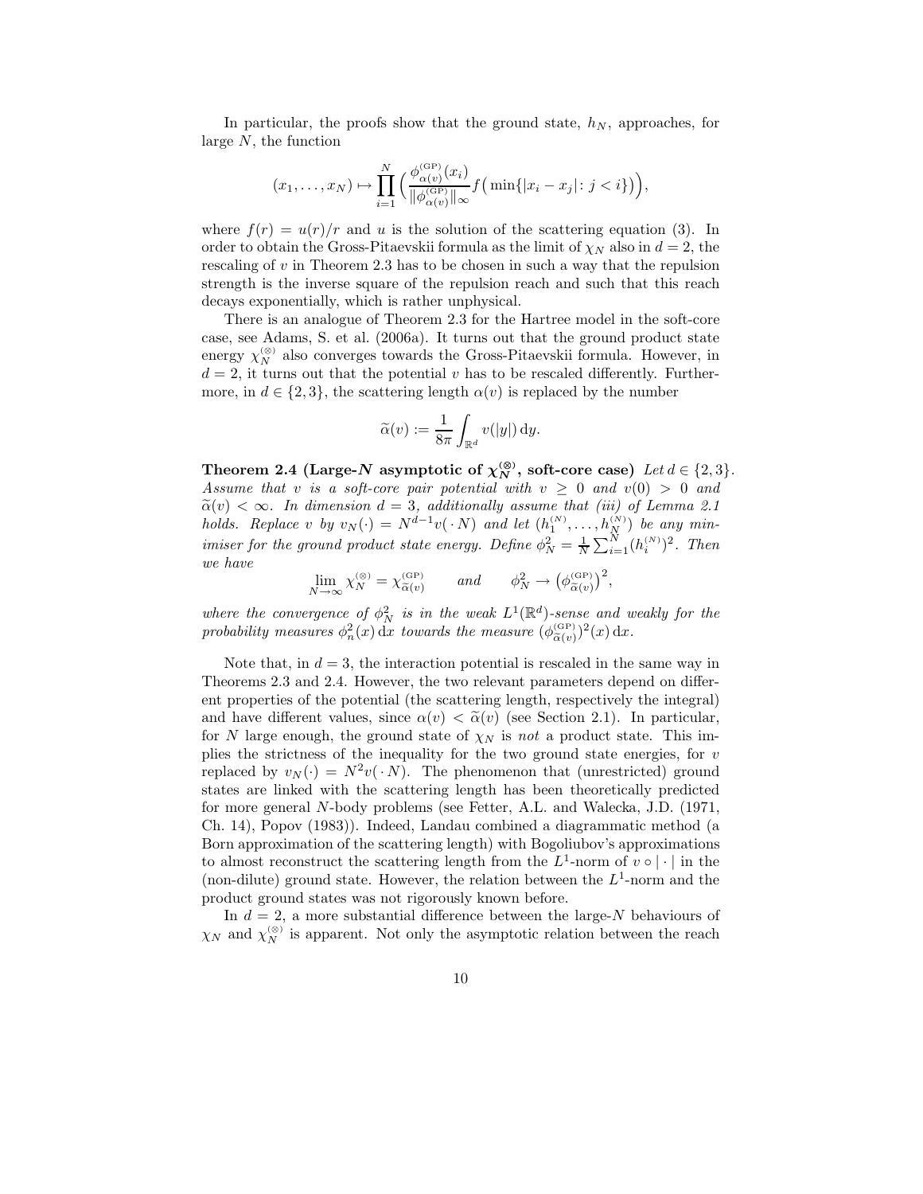In particular, the proofs show that the ground state, $h_N$, approaches, for large $N$, the function

$$(x_1, \dots, x_N) \mapsto \prod_{i=1}^N \Big( \frac{\phi^{(\mathrm{GP})}_{\alpha(v)}(x_i)}{\|\phi^{(\mathrm{GP})}_{\alpha(v)}\|_\infty} f\big( \min\{|x_i - x_j| \colon j < i\}\big)\Big),$$

where $f(r) = u(r)/r$ and $u$ is the solution of the scattering equation (3). In order to obtain the Gross-Pitaevskii formula as the limit of $\chi_N$ also in $d = 2$, the rescaling of $v$ in Theorem 2.3 has to be chosen in such a way that the repulsion strength is the inverse square of the repulsion reach and such that this reach decays exponentially, which is rather unphysical.

There is an analogue of Theorem 2.3 for the Hartree model in the soft-core case, see Adams, S. et al. (2006a). It turns out that the ground product state energy $\chi_N^{(\otimes)}$ also converges towards the Gross-Pitaevskii formula. However, in $d = 2$, it turns out that the potential $v$ has to be rescaled differently. Furthermore, in $d \in \{2, 3\}$, the scattering length $\alpha(v)$ is replaced by the number

$$\widetilde{\alpha}(v) := \frac{1}{8\pi} \int_{\mathbb{R}^d} v(|y|)\, \mathrm{d}y.$$

**Theorem 2.4 (Large-$N$ asymptotic of $\chi_N^{(\otimes)}$, soft-core case)** *Let $d \in \{2, 3\}$. Assume that $v$ is a soft-core pair potential with $v \geq 0$ and $v(0) > 0$ and $\widetilde{\alpha}(v) < \infty$. In dimension $d = 3$, additionally assume that (iii) of Lemma 2.1 holds. Replace $v$ by $v_N(\cdot) = N^{d-1} v(\cdot\, N)$ and let $(h_1^{(N)}, \dots, h_N^{(N)})$ be any minimiser for the ground product state energy. Define $\phi_N^2 = \frac{1}{N}\sum_{i=1}^N (h_i^{(N)})^2$. Then we have*

$$\lim_{N\to\infty} \chi_N^{(\otimes)} = \chi^{(\mathrm{GP})}_{\widetilde{\alpha}(v)} \qquad \text{and} \qquad \phi_N^2 \to \big(\phi^{(\mathrm{GP})}_{\widetilde{\alpha}(v)}\big)^2,$$

*where the convergence of $\phi_N^2$ is in the weak $L^1(\mathbb{R}^d)$-sense and weakly for the probability measures $\phi_n^2(x)\,\mathrm{d}x$ towards the measure $(\phi^{(\mathrm{GP})}_{\widetilde{\alpha}(v)})^2(x)\,\mathrm{d}x$.*

Note that, in $d = 3$, the interaction potential is rescaled in the same way in Theorems 2.3 and 2.4. However, the two relevant parameters depend on different properties of the potential (the scattering length, respectively the integral) and have different values, since $\alpha(v) < \widetilde{\alpha}(v)$ (see Section 2.1). In particular, for $N$ large enough, the ground state of $\chi_N$ is *not* a product state. This implies the strictness of the inequality for the two ground state energies, for $v$ replaced by $v_N(\cdot) = N^2 v(\cdot\, N)$. The phenomenon that (unrestricted) ground states are linked with the scattering length has been theoretically predicted for more general $N$-body problems (see Fetter, A.L. and Walecka, J.D. (1971, Ch. 14), Popov (1983)). Indeed, Landau combined a diagrammatic method (a Born approximation of the scattering length) with Bogoliubov's approximations to almost reconstruct the scattering length from the $L^1$-norm of $v \circ |\cdot|$ in the (non-dilute) ground state. However, the relation between the $L^1$-norm and the product ground states was not rigorously known before.

In $d = 2$, a more substantial difference between the large-$N$ behaviours of $\chi_N$ and $\chi_N^{(\otimes)}$ is apparent. Not only the asymptotic relation between the reach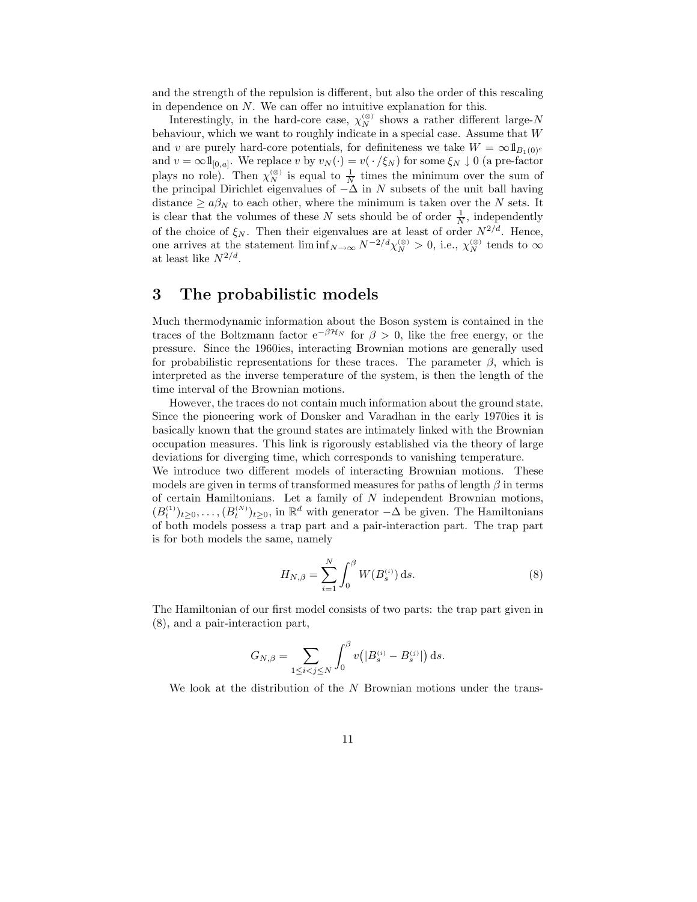and the strength of the repulsion is different, but also the order of this rescaling in dependence on $N$. We can offer no intuitive explanation for this.

Interestingly, in the hard-core case, $\chi_N^{(\otimes)}$ shows a rather different large-$N$ behaviour, which we want to roughly indicate in a special case. Assume that $W$ and $v$ are purely hard-core potentials, for definiteness we take $W = \infty 1\!\!1_{B_1(0)^c}$ and $v = \infty 1\!\!1_{[0,a]}$. We replace $v$ by $v_N(\cdot) = v(\,\cdot\,/\xi_N)$ for some $\xi_N \downarrow 0$ (a pre-factor plays no role). Then $\chi_N^{(\otimes)}$ is equal to $\frac{1}{N}$ times the minimum over the sum of the principal Dirichlet eigenvalues of $-\Delta$ in $N$ subsets of the unit ball having distance $\geq a\beta_N$ to each other, where the minimum is taken over the $N$ sets. It is clear that the volumes of these $N$ sets should be of order $\frac{1}{N}$, independently of the choice of $\xi_N$. Then their eigenvalues are at least of order $N^{2/d}$. Hence, one arrives at the statement $\liminf_{N\to\infty} N^{-2/d}\chi_N^{(\otimes)} > 0$, i.e., $\chi_N^{(\otimes)}$ tends to $\infty$ at least like $N^{2/d}$.

# 3 The probabilistic models

Much thermodynamic information about the Boson system is contained in the traces of the Boltzmann factor $\mathrm{e}^{-\beta\mathcal{H}_N}$ for $\beta > 0$, like the free energy, or the pressure. Since the 1960ies, interacting Brownian motions are generally used for probabilistic representations for these traces. The parameter $\beta$, which is interpreted as the inverse temperature of the system, is then the length of the time interval of the Brownian motions.

However, the traces do not contain much information about the ground state. Since the pioneering work of Donsker and Varadhan in the early 1970ies it is basically known that the ground states are intimately linked with the Brownian occupation measures. This link is rigorously established via the theory of large deviations for diverging time, which corresponds to vanishing temperature.

We introduce two different models of interacting Brownian motions. These models are given in terms of transformed measures for paths of length $\beta$ in terms of certain Hamiltonians. Let a family of $N$ independent Brownian motions, $(B_t^{(1)})_{t\geq 0}, \dots, (B_t^{(N)})_{t\geq 0}$, in $\mathbb{R}^d$ with generator $-\Delta$ be given. The Hamiltonians of both models possess a trap part and a pair-interaction part. The trap part is for both models the same, namely

$$H_{N,\beta} = \sum_{i=1}^{N} \int_0^\beta W(B_s^{(i)})\,\mathrm{d}s. \tag{8}$$

The Hamiltonian of our first model consists of two parts: the trap part given in (8), and a pair-interaction part,

$$G_{N,\beta} = \sum_{1\leq i<j\leq N} \int_0^\beta v\big(|B_s^{(i)} - B_s^{(j)}|\big)\,\mathrm{d}s.$$

We look at the distribution of the $N$ Brownian motions under the trans-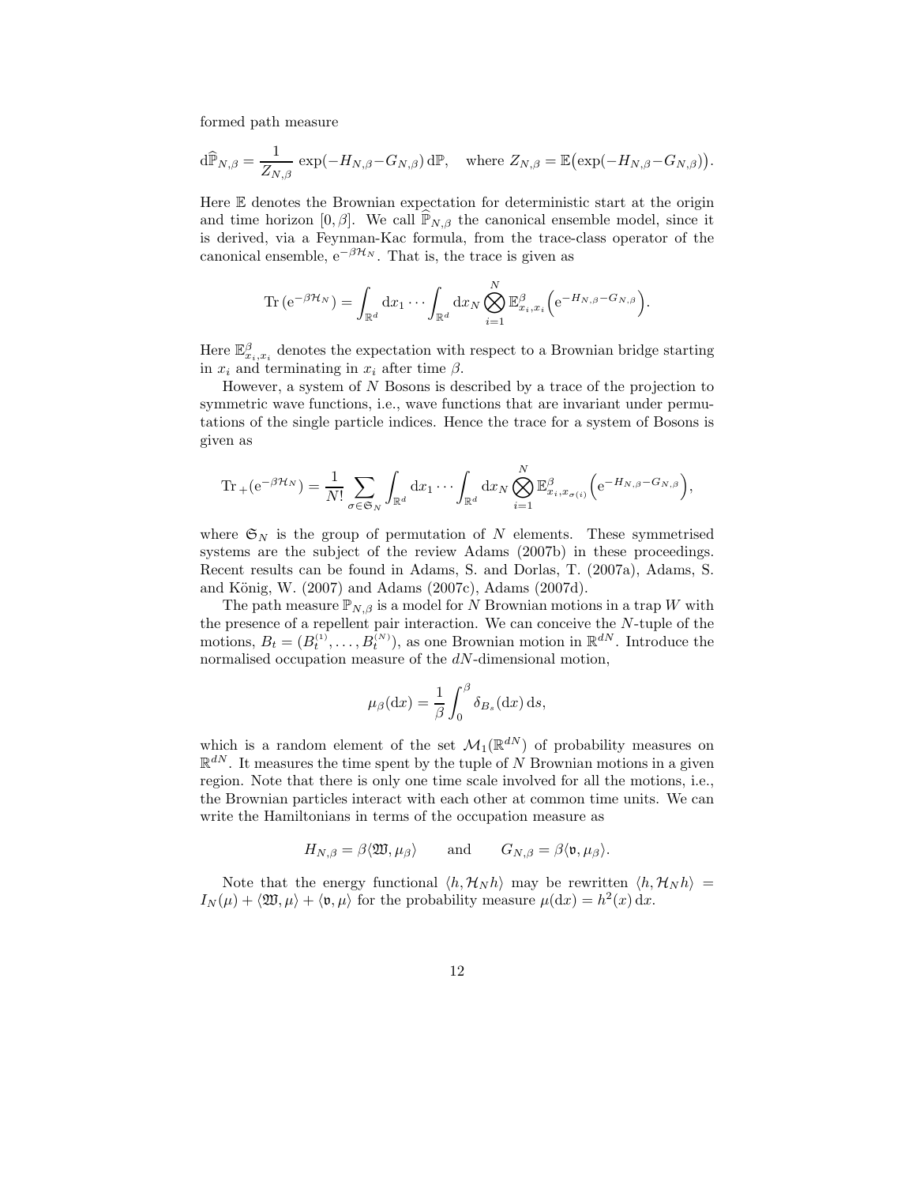formed path measure

$$
\mathrm{d}\widehat{\mathbb{P}}_{N,\beta} = \frac{1}{Z_{N,\beta}} \exp(-H_{N,\beta} - G_{N,\beta})\,\mathrm{d}\mathbb{P}, \quad \text{where } Z_{N,\beta} = \mathbb{E}\big(\exp(-H_{N,\beta} - G_{N,\beta})\big).
$$

Here $\mathbb{E}$ denotes the Brownian expectation for deterministic start at the origin and time horizon $[0,\beta]$. We call $\widehat{\mathbb{P}}_{N,\beta}$ the canonical ensemble model, since it is derived, via a Feynman-Kac formula, from the trace-class operator of the canonical ensemble, $\mathrm{e}^{-\beta\mathcal{H}_N}$. That is, the trace is given as

$$
\mathrm{Tr}\,(\mathrm{e}^{-\beta\mathcal{H}_N}) = \int_{\mathbb{R}^d} \mathrm{d}x_1 \cdots \int_{\mathbb{R}^d} \mathrm{d}x_N \bigotimes_{i=1}^N \mathbb{E}^\beta_{x_i,x_i}\Big(\mathrm{e}^{-H_{N,\beta} - G_{N,\beta}}\Big).
$$

Here $\mathbb{E}^\beta_{x_i,x_i}$ denotes the expectation with respect to a Brownian bridge starting in $x_i$ and terminating in $x_i$ after time $\beta$.

However, a system of $N$ Bosons is described by a trace of the projection to symmetric wave functions, i.e., wave functions that are invariant under permutations of the single particle indices. Hence the trace for a system of Bosons is given as

$$
\mathrm{Tr}_+(\mathrm{e}^{-\beta\mathcal{H}_N}) = \frac{1}{N!}\sum_{\sigma\in\mathfrak{S}_N} \int_{\mathbb{R}^d} \mathrm{d}x_1 \cdots \int_{\mathbb{R}^d} \mathrm{d}x_N \bigotimes_{i=1}^N \mathbb{E}^\beta_{x_i,x_{\sigma(i)}}\Big(\mathrm{e}^{-H_{N,\beta} - G_{N,\beta}}\Big),
$$

where $\mathfrak{S}_N$ is the group of permutation of $N$ elements. These symmetrised systems are the subject of the review Adams (2007b) in these proceedings. Recent results can be found in Adams, S. and Dorlas, T. (2007a), Adams, S. and König, W. (2007) and Adams (2007c), Adams (2007d).

The path measure $\mathbb{P}_{N,\beta}$ is a model for $N$ Brownian motions in a trap $W$ with the presence of a repellent pair interaction. We can conceive the $N$-tuple of the motions, $B_t = (B_t^{(1)}, \dots, B_t^{(N)})$, as one Brownian motion in $\mathbb{R}^{dN}$. Introduce the normalised occupation measure of the $dN$-dimensional motion,

$$
\mu_\beta(\mathrm{d}x) = \frac{1}{\beta}\int_0^\beta \delta_{B_s}(\mathrm{d}x)\,\mathrm{d}s,
$$

which is a random element of the set $\mathcal{M}_1(\mathbb{R}^{dN})$ of probability measures on $\mathbb{R}^{dN}$. It measures the time spent by the tuple of $N$ Brownian motions in a given region. Note that there is only one time scale involved for all the motions, i.e., the Brownian particles interact with each other at common time units. We can write the Hamiltonians in terms of the occupation measure as

$$
H_{N,\beta} = \beta\langle \mathfrak{W}, \mu_\beta\rangle \qquad \text{and} \qquad G_{N,\beta} = \beta\langle \mathfrak{v}, \mu_\beta\rangle.
$$

Note that the energy functional $\langle h, \mathcal{H}_N h\rangle$ may be rewritten $\langle h, \mathcal{H}_N h\rangle = I_N(\mu) + \langle \mathfrak{W}, \mu\rangle + \langle \mathfrak{v}, \mu\rangle$ for the probability measure $\mu(\mathrm{d}x) = h^2(x)\,\mathrm{d}x$.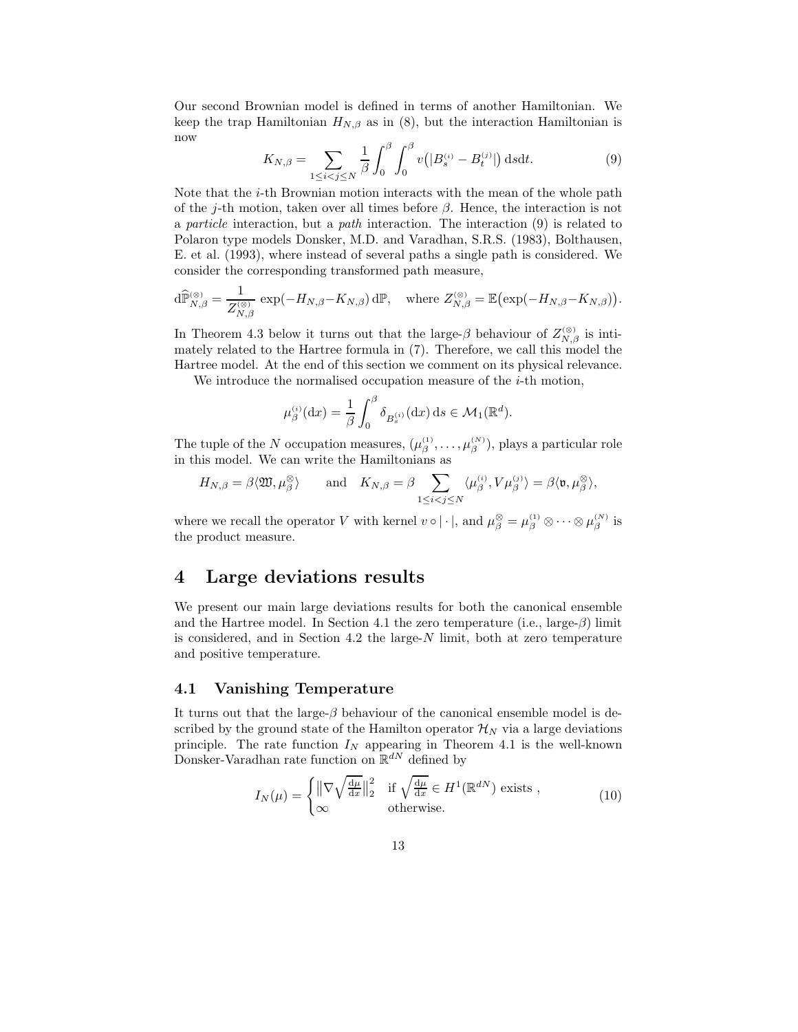Our second Brownian model is defined in terms of another Hamiltonian. We keep the trap Hamiltonian $H_{N,\beta}$ as in (8), but the interaction Hamiltonian is now

$$K_{N,\beta} = \sum_{1\le i<j\le N} \frac{1}{\beta}\int_0^\beta\int_0^\beta v\big(|B_s^{(i)} - B_t^{(j)}|\big)\,\mathrm{d}s\mathrm{d}t. \tag{9}$$

Note that the $i$-th Brownian motion interacts with the mean of the whole path of the $j$-th motion, taken over all times before $\beta$. Hence, the interaction is not a *particle* interaction, but a *path* interaction. The interaction (9) is related to Polaron type models Donsker, M.D. and Varadhan, S.R.S. (1983), Bolthausen, E. et al. (1993), where instead of several paths a single path is considered. We consider the corresponding transformed path measure,

$$\mathrm{d}\widehat{\mathbb{P}}_{N,\beta}^{(\otimes)} = \frac{1}{Z_{N,\beta}^{(\otimes)}}\,\exp(-H_{N,\beta}-K_{N,\beta})\,\mathrm{d}\mathbb{P}, \quad \text{where } Z_{N,\beta}^{(\otimes)} = \mathbb{E}\big(\exp(-H_{N,\beta}-K_{N,\beta})\big).$$

In Theorem 4.3 below it turns out that the large-$\beta$ behaviour of $Z_{N,\beta}^{(\otimes)}$ is intimately related to the Hartree formula in (7). Therefore, we call this model the Hartree model. At the end of this section we comment on its physical relevance.

We introduce the normalised occupation measure of the $i$-th motion,

$$\mu_\beta^{(i)}(\mathrm{d}x) = \frac{1}{\beta}\int_0^\beta \delta_{B_s^{(i)}}(\mathrm{d}x)\,\mathrm{d}s \in \mathcal{M}_1(\mathbb{R}^d).$$

The tuple of the $N$ occupation measures, $(\mu_\beta^{(1)},\dots,\mu_\beta^{(N)})$, plays a particular role in this model. We can write the Hamiltonians as

$$H_{N,\beta} = \beta\langle \mathfrak{W}, \mu_\beta^{\otimes}\rangle \qquad \text{and} \quad K_{N,\beta} = \beta\sum_{1\le i<j\le N}\langle \mu_\beta^{(i)}, V\mu_\beta^{(j)}\rangle = \beta\langle \mathfrak{v}, \mu_\beta^{\otimes}\rangle,$$

where we recall the operator $V$ with kernel $v\circ|\cdot|$, and $\mu_\beta^{\otimes} = \mu_\beta^{(1)}\otimes\cdots\otimes\mu_\beta^{(N)}$ is the product measure.

# 4 Large deviations results

We present our main large deviations results for both the canonical ensemble and the Hartree model. In Section 4.1 the zero temperature (i.e., large-$\beta$) limit is considered, and in Section 4.2 the large-$N$ limit, both at zero temperature and positive temperature.

## 4.1 Vanishing Temperature

It turns out that the large-$\beta$ behaviour of the canonical ensemble model is described by the ground state of the Hamilton operator $\mathcal{H}_N$ via a large deviations principle. The rate function $I_N$ appearing in Theorem 4.1 is the well-known Donsker-Varadhan rate function on $\mathbb{R}^{dN}$ defined by

$$I_N(\mu) = \begin{cases} \big\|\nabla\sqrt{\frac{\mathrm{d}\mu}{\mathrm{d}x}}\big\|_2^2 & \text{if } \sqrt{\frac{\mathrm{d}\mu}{\mathrm{d}x}} \in H^1(\mathbb{R}^{dN}) \text{ exists },\\ \infty & \text{otherwise.}\end{cases} \tag{10}$$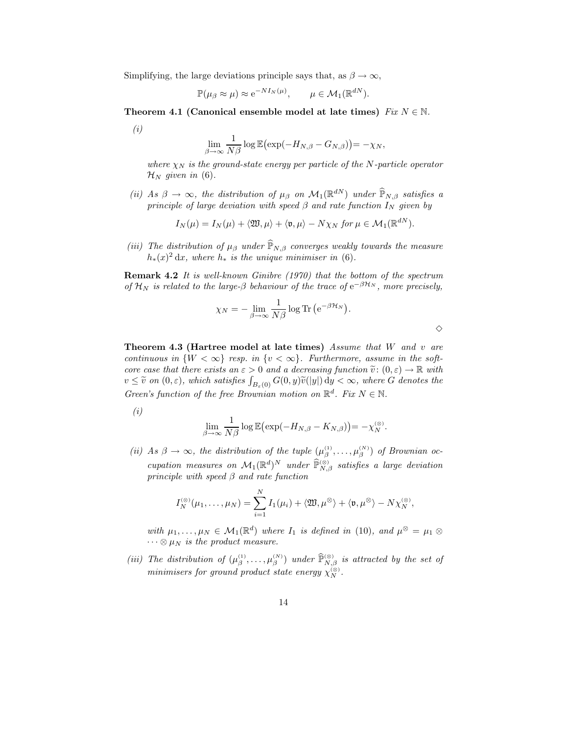Simplifying, the large deviations principle says that, as $\beta \to \infty$,

$$\mathbb{P}(\mu_\beta \approx \mu) \approx \mathrm{e}^{-N I_N(\mu)}, \qquad \mu \in \mathcal{M}_1(\mathbb{R}^{dN}).$$

**Theorem 4.1 (Canonical ensemble model at late times)** *Fix $N \in \mathbb{N}$.*

*(i)*

$$\lim_{\beta\to\infty} \frac{1}{N\beta} \log \mathbb{E}\big(\exp(-H_{N,\beta} - G_{N,\beta})\big) = -\chi_N,$$

*where $\chi_N$ is the ground-state energy per particle of the $N$-particle operator $\mathcal{H}_N$ given in (6).*

*(ii) As $\beta \to \infty$, the distribution of $\mu_\beta$ on $\mathcal{M}_1(\mathbb{R}^{dN})$ under $\widehat{\mathbb{P}}_{N,\beta}$ satisfies a principle of large deviation with speed $\beta$ and rate function $I_N$ given by*

$$I_N(\mu) = I_N(\mu) + \langle \mathfrak{W}, \mu\rangle + \langle \mathfrak{v}, \mu\rangle - N\chi_N \text{ for } \mu \in \mathcal{M}_1(\mathbb{R}^{dN}).$$

*(iii) The distribution of $\mu_\beta$ under $\widehat{\mathbb{P}}_{N,\beta}$ converges weakly towards the measure $h_*(x)^2\,\mathrm{d}x$, where $h_*$ is the unique minimiser in (6).*

**Remark 4.2** *It is well-known Ginibre (1970) that the bottom of the spectrum of $\mathcal{H}_N$ is related to the large-$\beta$ behaviour of the trace of $\mathrm{e}^{-\beta\mathcal{H}_N}$, more precisely,*

$$\chi_N = -\lim_{\beta\to\infty} \frac{1}{N\beta} \log \mathrm{Tr}\left(\mathrm{e}^{-\beta\mathcal{H}_N}\right).$$

$\diamond$

**Theorem 4.3 (Hartree model at late times)** *Assume that $W$ and $v$ are continuous in $\{W < \infty\}$ resp. in $\{v < \infty\}$. Furthermore, assume in the soft-core case that there exists an $\varepsilon > 0$ and a decreasing function $\widetilde{v}\colon (0,\varepsilon) \to \mathbb{R}$ with $v \le \widetilde{v}$ on $(0,\varepsilon)$, which satisfies $\int_{B_\varepsilon(0)} G(0,y)\widetilde{v}(|y|)\,\mathrm{d}y < \infty$, where $G$ denotes the Green's function of the free Brownian motion on $\mathbb{R}^d$. Fix $N \in \mathbb{N}$.*

*(i)*

$$\lim_{\beta\to\infty} \frac{1}{N\beta} \log \mathbb{E}\big(\exp(-H_{N,\beta} - K_{N,\beta})\big) = -\chi_N^{(\otimes)}.$$

*(ii) As $\beta \to \infty$, the distribution of the tuple $(\mu_\beta^{(1)}, \dots, \mu_\beta^{(N)})$ of Brownian occupation measures on $\mathcal{M}_1(\mathbb{R}^d)^N$ under $\widehat{\mathbb{P}}_{N,\beta}^{(\otimes)}$ satisfies a large deviation principle with speed $\beta$ and rate function*

$$I_N^{(\otimes)}(\mu_1, \dots, \mu_N) = \sum_{i=1}^N I_1(\mu_i) + \langle \mathfrak{W}, \mu^\otimes\rangle + \langle \mathfrak{v}, \mu^\otimes\rangle - N\chi_N^{(\otimes)},$$

*with $\mu_1, \dots, \mu_N \in \mathcal{M}_1(\mathbb{R}^d)$ where $I_1$ is defined in (10), and $\mu^\otimes = \mu_1 \otimes \cdots \otimes \mu_N$ is the product measure.*

*(iii) The distribution of $(\mu_\beta^{(1)}, \dots, \mu_\beta^{(N)})$ under $\widehat{\mathbb{P}}_{N,\beta}^{(\otimes)}$ is attracted by the set of minimisers for ground product state energy $\chi_N^{(\otimes)}$.*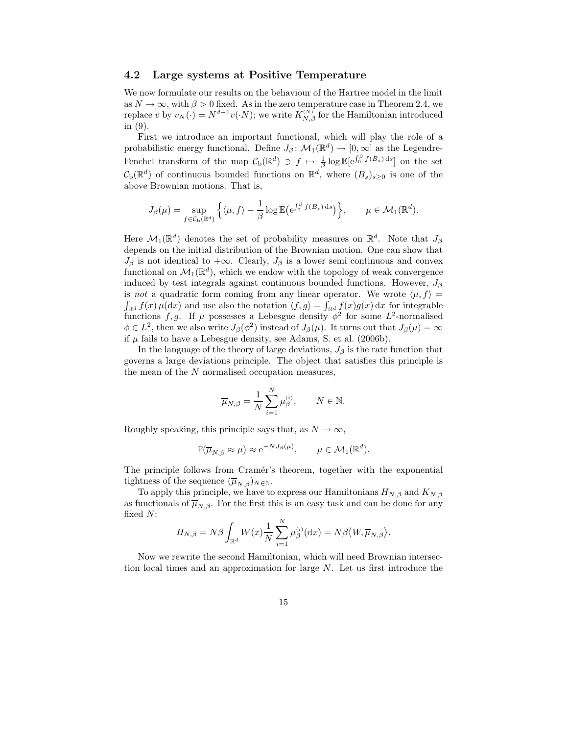## 4.2 Large systems at Positive Temperature

We now formulate our results on the behaviour of the Hartree model in the limit as $N \to \infty$, with $\beta > 0$ fixed. As in the zero temperature case in Theorem 2.4, we replace $v$ by $v_N(\cdot) = N^{d-1}v(\cdot N)$; we write $K_{N,\beta}^{(N)}$ for the Hamiltonian introduced in (9).

First we introduce an important functional, which will play the role of a probabilistic energy functional. Define $J_\beta\colon \mathcal{M}_1(\mathbb{R}^d) \to [0,\infty]$ as the Legendre-Fenchel transform of the map $\mathcal{C}_{\mathrm{b}}(\mathbb{R}^d) \ni f \mapsto \frac{1}{\beta}\log \mathbb{E}[\mathrm{e}^{\int_0^\beta f(B_s)\,\mathrm{d}s}]$ on the set $\mathcal{C}_{\mathrm{b}}(\mathbb{R}^d)$ of continuous bounded functions on $\mathbb{R}^d$, where $(B_s)_{s\geq 0}$ is one of the above Brownian motions. That is,

$$J_\beta(\mu) = \sup_{f\in\mathcal{C}_{\mathrm{b}}(\mathbb{R}^d)} \Big\{ \langle \mu, f\rangle - \frac{1}{\beta}\log \mathbb{E}\big(\mathrm{e}^{\int_0^\beta f(B_s)\,\mathrm{d}s}\big)\Big\}, \qquad \mu\in\mathcal{M}_1(\mathbb{R}^d).$$

Here $\mathcal{M}_1(\mathbb{R}^d)$ denotes the set of probability measures on $\mathbb{R}^d$. Note that $J_\beta$ depends on the initial distribution of the Brownian motion. One can show that $J_\beta$ is not identical to $+\infty$. Clearly, $J_\beta$ is a lower semi continuous and convex functional on $\mathcal{M}_1(\mathbb{R}^d)$, which we endow with the topology of weak convergence induced by test integrals against continuous bounded functions. However, $J_\beta$ is *not* a quadratic form coming from any linear operator. We wrote $\langle \mu, f\rangle = \int_{\mathbb{R}^d} f(x)\,\mu(\mathrm{d}x)$ and use also the notation $\langle f, g\rangle = \int_{\mathbb{R}^d} f(x)g(x)\,\mathrm{d}x$ for integrable functions $f, g$. If $\mu$ possesses a Lebesgue density $\phi^2$ for some $L^2$-normalised $\phi\in L^2$, then we also write $J_\beta(\phi^2)$ instead of $J_\beta(\mu)$. It turns out that $J_\beta(\mu) = \infty$ if $\mu$ fails to have a Lebesgue density, see Adams, S. et al. (2006b).

In the language of the theory of large deviations, $J_\beta$ is the rate function that governs a large deviations principle. The object that satisfies this principle is the mean of the $N$ normalised occupation measures,

$$\overline{\mu}_{N,\beta} = \frac{1}{N}\sum_{i=1}^N \mu_\beta^{(i)}, \qquad N\in\mathbb{N}.$$

Roughly speaking, this principle says that, as $N\to\infty$,

$$\mathbb{P}(\overline{\mu}_{N,\beta}\approx \mu) \approx \mathrm{e}^{-NJ_\beta(\mu)}, \qquad \mu\in\mathcal{M}_1(\mathbb{R}^d).$$

The principle follows from Cramér's theorem, together with the exponential tightness of the sequence $(\overline{\mu}_{N,\beta})_{N\in\mathbb{N}}$.

To apply this principle, we have to express our Hamiltonians $H_{N,\beta}$ and $K_{N,\beta}$ as functionals of $\overline{\mu}_{N,\beta}$. For the first this is an easy task and can be done for any fixed $N$:

$$H_{N,\beta} = N\beta\int_{\mathbb{R}^d} W(x)\frac{1}{N}\sum_{i=1}^N \mu_\beta^{(i)}(\mathrm{d}x) = N\beta\big\langle W, \overline{\mu}_{N,\beta}\big\rangle.$$

Now we rewrite the second Hamiltonian, which will need Brownian intersection local times and an approximation for large $N$. Let us first introduce the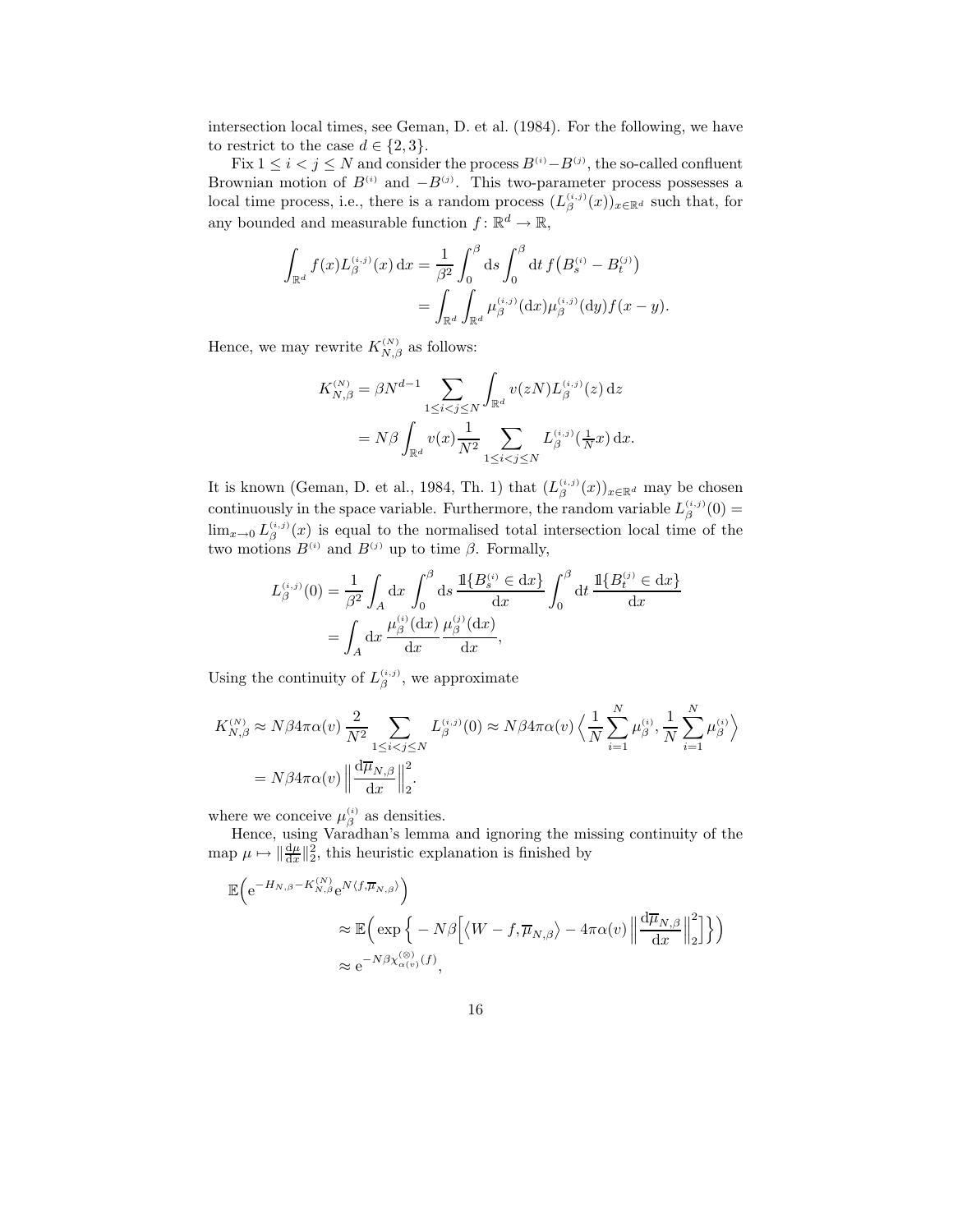intersection local times, see Geman, D. et al. (1984). For the following, we have to restrict to the case $d \in \{2,3\}$.

Fix $1 \le i < j \le N$ and consider the process $B^{(i)} - B^{(j)}$, the so-called confluent Brownian motion of $B^{(i)}$ and $-B^{(j)}$. This two-parameter process possesses a local time process, i.e., there is a random process $(L_\beta^{(i,j)}(x))_{x\in\mathbb{R}^d}$ such that, for any bounded and measurable function $f\colon \mathbb{R}^d \to \mathbb{R}$,

$$
\begin{aligned}
\int_{\mathbb{R}^d} f(x) L_\beta^{(i,j)}(x)\,\mathrm{d}x &= \frac{1}{\beta^2}\int_0^\beta \mathrm{d}s \int_0^\beta \mathrm{d}t\, f\big(B_s^{(i)} - B_t^{(j)}\big) \\
&= \int_{\mathbb{R}^d}\int_{\mathbb{R}^d} \mu_\beta^{(i,j)}(\mathrm{d}x)\mu_\beta^{(i,j)}(\mathrm{d}y) f(x-y).
\end{aligned}
$$

Hence, we may rewrite $K_{N,\beta}^{(N)}$ as follows:

$$
\begin{aligned}
K_{N,\beta}^{(N)} &= \beta N^{d-1} \sum_{1\le i<j\le N} \int_{\mathbb{R}^d} v(zN) L_\beta^{(i,j)}(z)\,\mathrm{d}z \\
&= N\beta \int_{\mathbb{R}^d} v(x) \frac{1}{N^2} \sum_{1\le i<j\le N} L_\beta^{(i,j)}(\tfrac{1}{N}x)\,\mathrm{d}x.
\end{aligned}
$$

It is known (Geman, D. et al., 1984, Th. 1) that $(L_\beta^{(i,j)}(x))_{x\in\mathbb{R}^d}$ may be chosen continuously in the space variable. Furthermore, the random variable $L_\beta^{(i,j)}(0) = \lim_{x\to 0} L_\beta^{(i,j)}(x)$ is equal to the normalised total intersection local time of the two motions $B^{(i)}$ and $B^{(j)}$ up to time $\beta$. Formally,

$$
\begin{aligned}
L_\beta^{(i,j)}(0) &= \frac{1}{\beta^2}\int_A \mathrm{d}x \int_0^\beta \mathrm{d}s\, \frac{1\!\!1\{B_s^{(i)} \in \mathrm{d}x\}}{\mathrm{d}x} \int_0^\beta \mathrm{d}t\, \frac{1\!\!1\{B_t^{(j)} \in \mathrm{d}x\}}{\mathrm{d}x} \\
&= \int_A \mathrm{d}x\, \frac{\mu_\beta^{(i)}(\mathrm{d}x)}{\mathrm{d}x}\frac{\mu_\beta^{(j)}(\mathrm{d}x)}{\mathrm{d}x},
\end{aligned}
$$

Using the continuity of $L_\beta^{(i,j)}$, we approximate

$$
\begin{aligned}
K_{N,\beta}^{(N)} &\approx N\beta 4\pi\alpha(v)\, \frac{2}{N^2}\sum_{1\le i<j\le N} L_\beta^{(i,j)}(0) \approx N\beta 4\pi\alpha(v) \Big\langle \frac{1}{N}\sum_{i=1}^N \mu_\beta^{(i)}, \frac{1}{N}\sum_{i=1}^N \mu_\beta^{(i)} \Big\rangle \\
&= N\beta 4\pi\alpha(v) \Big\| \frac{\mathrm{d}\overline{\mu}_{N,\beta}}{\mathrm{d}x}\Big\|_2^2.
\end{aligned}
$$

where we conceive $\mu_\beta^{(i)}$ as densities.

Hence, using Varadhan's lemma and ignoring the missing continuity of the map $\mu \mapsto \|\frac{\mathrm{d}\mu}{\mathrm{d}x}\|_2^2$, this heuristic explanation is finished by

$$
\begin{aligned}
\mathbb{E}\Big(\mathrm{e}^{-H_{N,\beta} - K_{N,\beta}^{(N)}} \mathrm{e}^{N\langle f, \overline{\mu}_{N,\beta}\rangle}\Big)
&\approx \mathbb{E}\Big( \exp\Big\{ -N\beta\Big[ \big\langle W - f, \overline{\mu}_{N,\beta}\big\rangle - 4\pi\alpha(v) \Big\|\frac{\mathrm{d}\overline{\mu}_{N,\beta}}{\mathrm{d}x}\Big\|_2^2 \Big]\Big\}\Big) \\
&\approx \mathrm{e}^{-N\beta\chi_{\alpha(v)}^{(\otimes)}(f)},
\end{aligned}
$$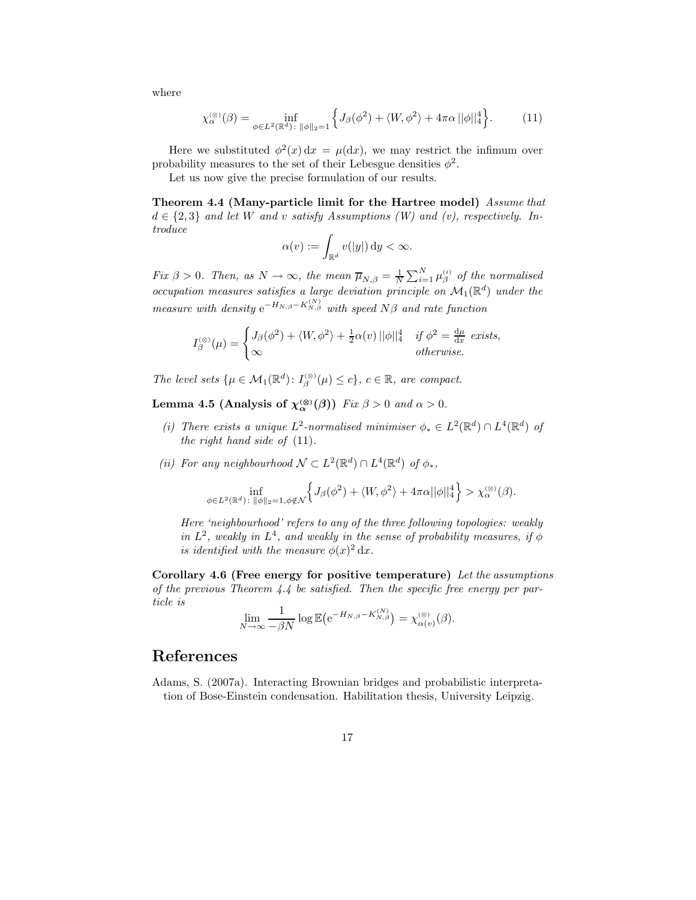where

$$\chi_\alpha^{(\otimes)}(\beta) = \inf_{\phi \in L^2(\mathbb{R}^d)\colon \|\phi\|_2 = 1} \Big\{ J_\beta(\phi^2) + \langle W, \phi^2 \rangle + 4\pi\alpha \, ||\phi||_4^4 \Big\}. \tag{11}$$

Here we substituted $\phi^2(x)\,\mathrm{d}x = \mu(\mathrm{d}x)$, we may restrict the infimum over probability measures to the set of their Lebesgue densities $\phi^2$.

Let us now give the precise formulation of our results.

**Theorem 4.4 (Many-particle limit for the Hartree model)** *Assume that $d \in \{2, 3\}$ and let $W$ and $v$ satisfy Assumptions (W) and (v), respectively. Introduce*

$$\alpha(v) := \int_{\mathbb{R}^d} v(|y|)\,\mathrm{d}y < \infty.$$

*Fix $\beta > 0$. Then, as $N \to \infty$, the mean $\overline{\mu}_{N,\beta} = \frac{1}{N}\sum_{i=1}^N \mu_\beta^{(i)}$ of the normalised occupation measures satisfies a large deviation principle on $\mathcal{M}_1(\mathbb{R}^d)$ under the measure with density $\mathrm{e}^{-H_{N,\beta} - K_{N,\beta}^{(N)}}$ with speed $N\beta$ and rate function*

$$I_\beta^{(\otimes)}(\mu) = \begin{cases} J_\beta(\phi^2) + \langle W, \phi^2 \rangle + \frac{1}{2}\alpha(v) \, ||\phi||_4^4 & \text{if } \phi^2 = \frac{\mathrm{d}\mu}{\mathrm{d}x} \text{ exists,} \\ \infty & \text{otherwise.} \end{cases}$$

*The level sets $\{\mu \in \mathcal{M}_1(\mathbb{R}^d)\colon I_\beta^{(\otimes)}(\mu) \le c\}$, $c \in \mathbb{R}$, are compact.*

**Lemma 4.5 (Analysis of $\chi_\alpha^{(\otimes)}(\beta)$)** *Fix $\beta > 0$ and $\alpha > 0$.*

*(i) There exists a unique $L^2$-normalised minimiser $\phi_* \in L^2(\mathbb{R}^d) \cap L^4(\mathbb{R}^d)$ of the right hand side of (11).*

*(ii) For any neighbourhood $\mathcal{N} \subset L^2(\mathbb{R}^d) \cap L^4(\mathbb{R}^d)$ of $\phi_*$,*

$$\inf_{\phi \in L^2(\mathbb{R}^d)\colon \|\phi\|_2 = 1, \phi \notin \mathcal{N}} \Big\{ J_\beta(\phi^2) + \langle W, \phi^2 \rangle + 4\pi\alpha ||\phi||_4^4 \Big\} > \chi_\alpha^{(\otimes)}(\beta).$$

*Here 'neighbourhood' refers to any of the three following topologies: weakly in $L^2$, weakly in $L^4$, and weakly in the sense of probability measures, if $\phi$ is identified with the measure $\phi(x)^2\,\mathrm{d}x$.*

**Corollary 4.6 (Free energy for positive temperature)** *Let the assumptions of the previous Theorem 4.4 be satisfied. Then the specific free energy per particle is*

$$\lim_{N \to \infty} \frac{1}{-\beta N} \log \mathbb{E}\big(\mathrm{e}^{-H_{N,\beta} - K_{N,\beta}^{(N)}}\big) = \chi_{\alpha(v)}^{(\otimes)}(\beta).$$

# References

Adams, S. (2007a). Interacting Brownian bridges and probabilistic interpretation of Bose-Einstein condensation. Habilitation thesis, University Leipzig.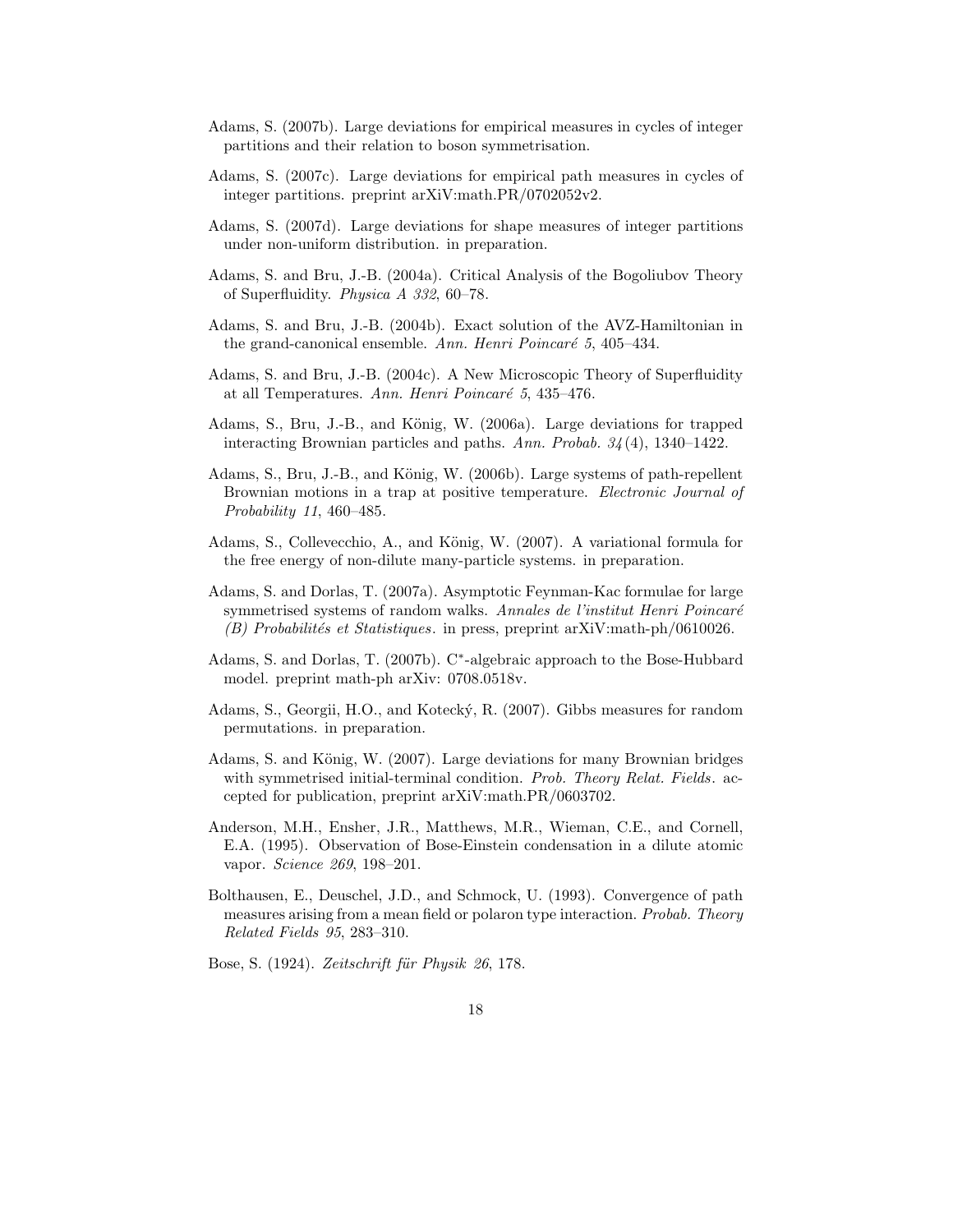Adams, S. (2007b). Large deviations for empirical measures in cycles of integer partitions and their relation to boson symmetrisation.

Adams, S. (2007c). Large deviations for empirical path measures in cycles of integer partitions. preprint arXiV:math.PR/0702052v2.

Adams, S. (2007d). Large deviations for shape measures of integer partitions under non-uniform distribution. in preparation.

Adams, S. and Bru, J.-B. (2004a). Critical Analysis of the Bogoliubov Theory of Superfluidity. *Physica A 332*, 60–78.

Adams, S. and Bru, J.-B. (2004b). Exact solution of the AVZ-Hamiltonian in the grand-canonical ensemble. *Ann. Henri Poincaré 5*, 405–434.

Adams, S. and Bru, J.-B. (2004c). A New Microscopic Theory of Superfluidity at all Temperatures. *Ann. Henri Poincaré 5*, 435–476.

Adams, S., Bru, J.-B., and König, W. (2006a). Large deviations for trapped interacting Brownian particles and paths. *Ann. Probab. 34*(4), 1340–1422.

Adams, S., Bru, J.-B., and König, W. (2006b). Large systems of path-repellent Brownian motions in a trap at positive temperature. *Electronic Journal of Probability 11*, 460–485.

Adams, S., Collevecchio, A., and König, W. (2007). A variational formula for the free energy of non-dilute many-particle systems. in preparation.

Adams, S. and Dorlas, T. (2007a). Asymptotic Feynman-Kac formulae for large symmetrised systems of random walks. *Annales de l'institut Henri Poincaré (B) Probabilités et Statistiques*. in press, preprint arXiV:math-ph/0610026.

Adams, S. and Dorlas, T. (2007b). C$^*$-algebraic approach to the Bose-Hubbard model. preprint math-ph arXiv: 0708.0518v.

Adams, S., Georgii, H.O., and Kotecký, R. (2007). Gibbs measures for random permutations. in preparation.

Adams, S. and König, W. (2007). Large deviations for many Brownian bridges with symmetrised initial-terminal condition. *Prob. Theory Relat. Fields*. accepted for publication, preprint arXiV:math.PR/0603702.

Anderson, M.H., Ensher, J.R., Matthews, M.R., Wieman, C.E., and Cornell, E.A. (1995). Observation of Bose-Einstein condensation in a dilute atomic vapor. *Science 269*, 198–201.

Bolthausen, E., Deuschel, J.D., and Schmock, U. (1993). Convergence of path measures arising from a mean field or polaron type interaction. *Probab. Theory Related Fields 95*, 283–310.

Bose, S. (1924). *Zeitschrift für Physik 26*, 178.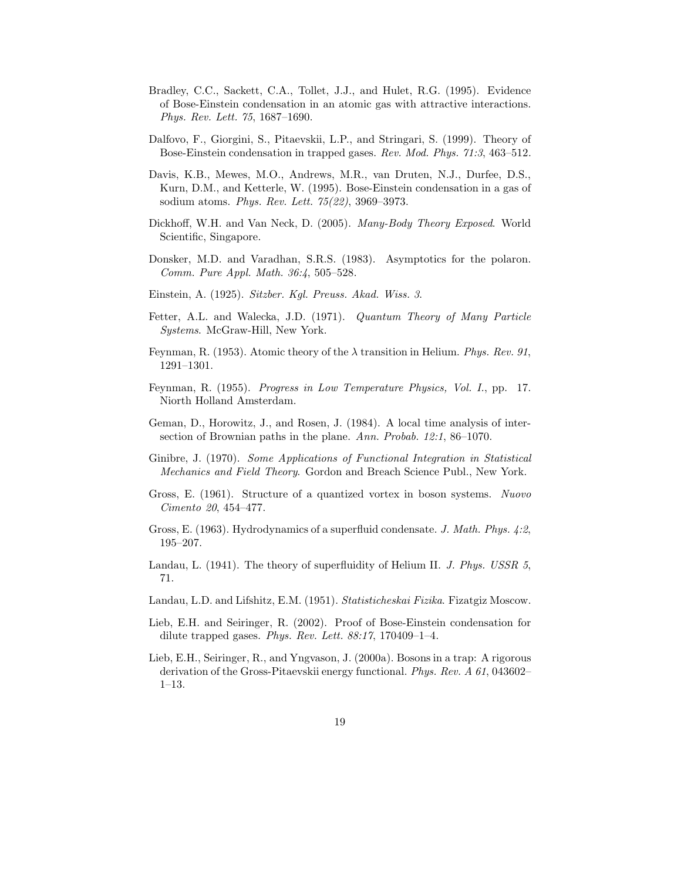Bradley, C.C., Sackett, C.A., Tollet, J.J., and Hulet, R.G. (1995). Evidence of Bose-Einstein condensation in an atomic gas with attractive interactions. *Phys. Rev. Lett. 75*, 1687–1690.

Dalfovo, F., Giorgini, S., Pitaevskii, L.P., and Stringari, S. (1999). Theory of Bose-Einstein condensation in trapped gases. *Rev. Mod. Phys. 71:3*, 463–512.

Davis, K.B., Mewes, M.O., Andrews, M.R., van Druten, N.J., Durfee, D.S., Kurn, D.M., and Ketterle, W. (1995). Bose-Einstein condensation in a gas of sodium atoms. *Phys. Rev. Lett. 75(22)*, 3969–3973.

Dickhoff, W.H. and Van Neck, D. (2005). *Many-Body Theory Exposed*. World Scientific, Singapore.

Donsker, M.D. and Varadhan, S.R.S. (1983). Asymptotics for the polaron. *Comm. Pure Appl. Math. 36:4*, 505–528.

Einstein, A. (1925). *Sitzber. Kgl. Preuss. Akad. Wiss. 3*.

Fetter, A.L. and Walecka, J.D. (1971). *Quantum Theory of Many Particle Systems*. McGraw-Hill, New York.

Feynman, R. (1953). Atomic theory of the $\lambda$ transition in Helium. *Phys. Rev. 91*, 1291–1301.

Feynman, R. (1955). *Progress in Low Temperature Physics, Vol. I.*, pp. 17. Niorth Holland Amsterdam.

Geman, D., Horowitz, J., and Rosen, J. (1984). A local time analysis of intersection of Brownian paths in the plane. *Ann. Probab. 12:1*, 86–1070.

Ginibre, J. (1970). *Some Applications of Functional Integration in Statistical Mechanics and Field Theory*. Gordon and Breach Science Publ., New York.

Gross, E. (1961). Structure of a quantized vortex in boson systems. *Nuovo Cimento 20*, 454–477.

Gross, E. (1963). Hydrodynamics of a superfluid condensate. *J. Math. Phys. 4:2*, 195–207.

Landau, L. (1941). The theory of superfluidity of Helium II. *J. Phys. USSR 5*, 71.

Landau, L.D. and Lifshitz, E.M. (1951). *Statisticheskai Fizika*. Fizatgiz Moscow.

Lieb, E.H. and Seiringer, R. (2002). Proof of Bose-Einstein condensation for dilute trapped gases. *Phys. Rev. Lett. 88:17*, 170409–1–4.

Lieb, E.H., Seiringer, R., and Yngvason, J. (2000a). Bosons in a trap: A rigorous derivation of the Gross-Pitaevskii energy functional. *Phys. Rev. A 61*, 043602–1–13.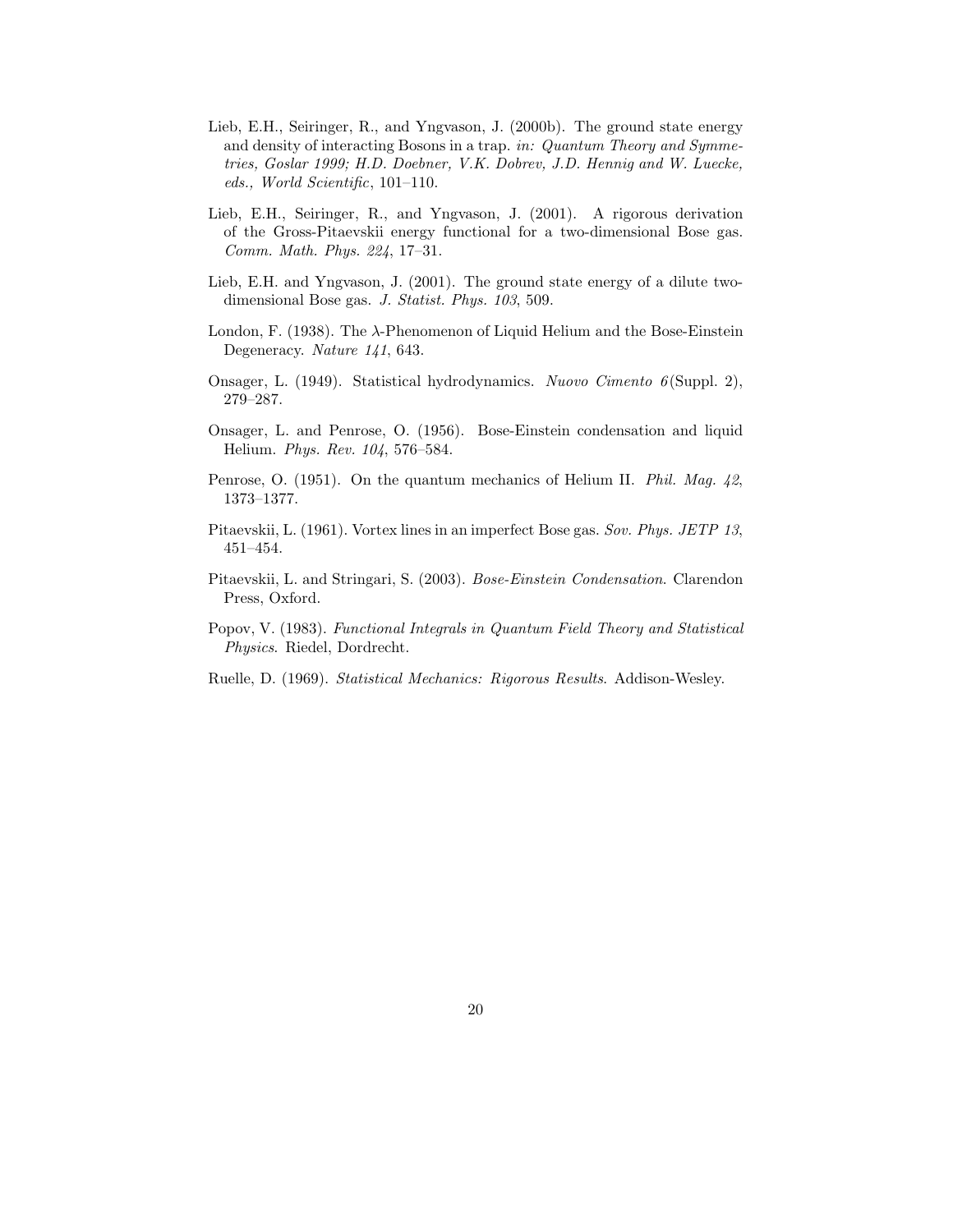Lieb, E.H., Seiringer, R., and Yngvason, J. (2000b). The ground state energy and density of interacting Bosons in a trap. *in: Quantum Theory and Symmetries, Goslar 1999; H.D. Doebner, V.K. Dobrev, J.D. Hennig and W. Luecke, eds., World Scientific*, 101–110.

Lieb, E.H., Seiringer, R., and Yngvason, J. (2001). A rigorous derivation of the Gross-Pitaevskii energy functional for a two-dimensional Bose gas. *Comm. Math. Phys. 224*, 17–31.

Lieb, E.H. and Yngvason, J. (2001). The ground state energy of a dilute two-dimensional Bose gas. *J. Statist. Phys. 103*, 509.

London, F. (1938). The $\lambda$-Phenomenon of Liquid Helium and the Bose-Einstein Degeneracy. *Nature 141*, 643.

Onsager, L. (1949). Statistical hydrodynamics. *Nuovo Cimento 6*(Suppl. 2), 279–287.

Onsager, L. and Penrose, O. (1956). Bose-Einstein condensation and liquid Helium. *Phys. Rev. 104*, 576–584.

Penrose, O. (1951). On the quantum mechanics of Helium II. *Phil. Mag. 42*, 1373–1377.

Pitaevskii, L. (1961). Vortex lines in an imperfect Bose gas. *Sov. Phys. JETP 13*, 451–454.

Pitaevskii, L. and Stringari, S. (2003). *Bose-Einstein Condensation*. Clarendon Press, Oxford.

Popov, V. (1983). *Functional Integrals in Quantum Field Theory and Statistical Physics*. Riedel, Dordrecht.

Ruelle, D. (1969). *Statistical Mechanics: Rigorous Results*. Addison-Wesley.